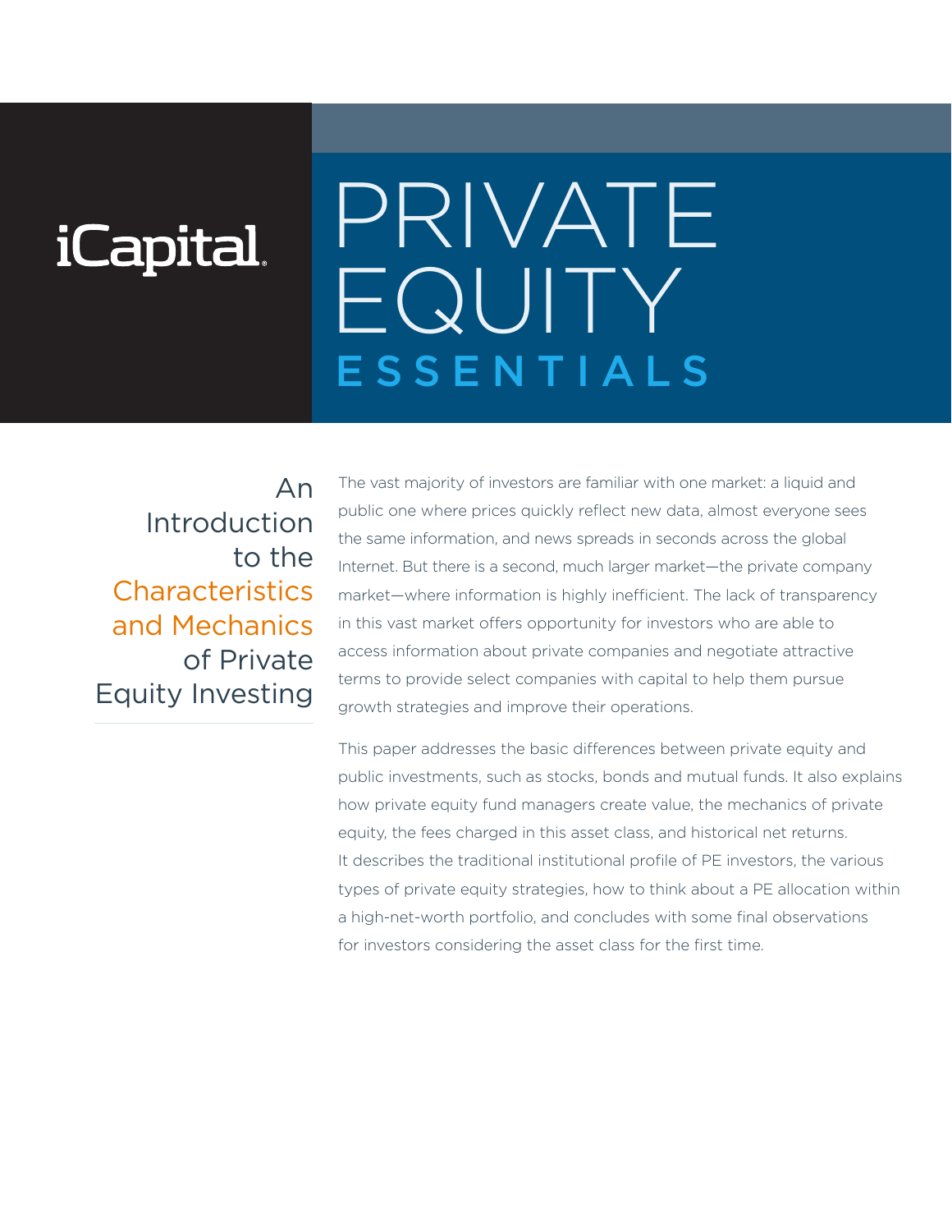iCapital

# PRIVATE EQUITY ESSENTIALS

## An Introduction to the Characteristics and Mechanics of Private Equity Investing

The vast majority of investors are familiar with one market: a liquid and public one where prices quickly reflect new data, almost everyone sees the same information, and news spreads in seconds across the global Internet. But there is a second, much larger market—the private company market—where information is highly inefficient. The lack of transparency in this vast market offers opportunity for investors who are able to access information about private companies and negotiate attractive terms to provide select companies with capital to help them pursue growth strategies and improve their operations.

This paper addresses the basic differences between private equity and public investments, such as stocks, bonds and mutual funds. It also explains how private equity fund managers create value, the mechanics of private equity, the fees charged in this asset class, and historical net returns. It describes the traditional institutional profile of PE investors, the various types of private equity strategies, how to think about a PE allocation within a high-net-worth portfolio, and concludes with some final observations for investors considering the asset class for the first time.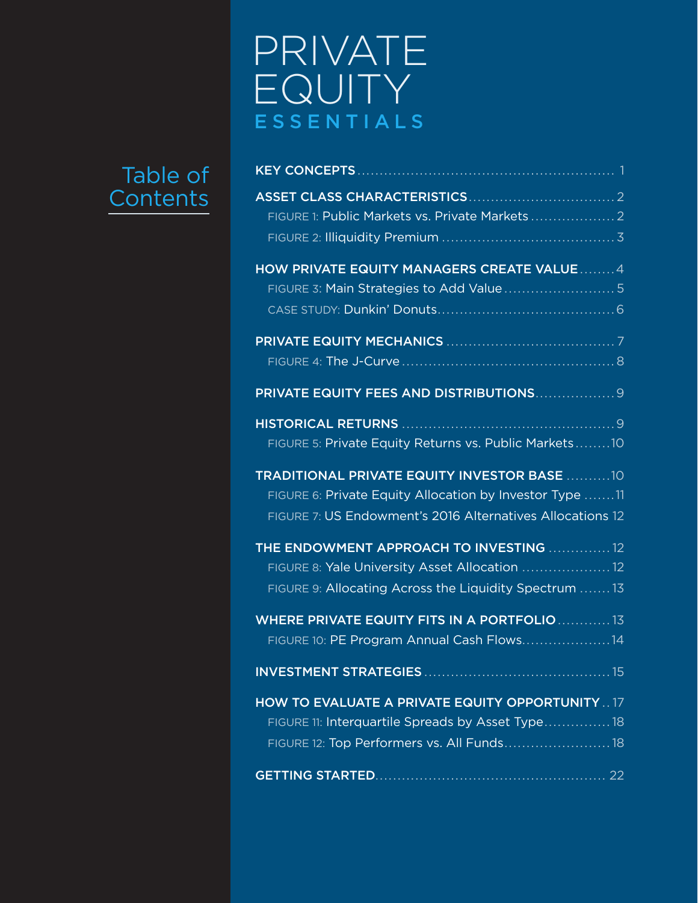# PRIVATE EQUITY ESSENTIALS

## Table of Contents

**KEY CONCEPTS** ........ 1

**ASSET CLASS CHARACTERISTICS** ........ 2

- FIGURE 1: Public Markets vs. Private Markets ........ 2
- FIGURE 2: Illiquidity Premium ........ 3

**HOW PRIVATE EQUITY MANAGERS CREATE VALUE** ........ 4

- FIGURE 3: Main Strategies to Add Value ........ 5
- CASE STUDY: Dunkin' Donuts ........ 6

**PRIVATE EQUITY MECHANICS** ........ 7

- FIGURE 4: The J-Curve ........ 8

**PRIVATE EQUITY FEES AND DISTRIBUTIONS** ........ 9

**HISTORICAL RETURNS** ........ 9

- FIGURE 5: Private Equity Returns vs. Public Markets ........ 10

**TRADITIONAL PRIVATE EQUITY INVESTOR BASE** ........ 10

- FIGURE 6: Private Equity Allocation by Investor Type ........ 11
- FIGURE 7: US Endowment's 2016 Alternatives Allocations 12

**THE ENDOWMENT APPROACH TO INVESTING** ........ 12

- FIGURE 8: Yale University Asset Allocation ........ 12
- FIGURE 9: Allocating Across the Liquidity Spectrum ........ 13

**WHERE PRIVATE EQUITY FITS IN A PORTFOLIO** ........ 13

- FIGURE 10: PE Program Annual Cash Flows ........ 14

**INVESTMENT STRATEGIES** ........ 15

**HOW TO EVALUATE A PRIVATE EQUITY OPPORTUNITY** .. 17

- FIGURE 11: Interquartile Spreads by Asset Type ........ 18
- FIGURE 12: Top Performers vs. All Funds ........ 18

**GETTING STARTED** ........ 22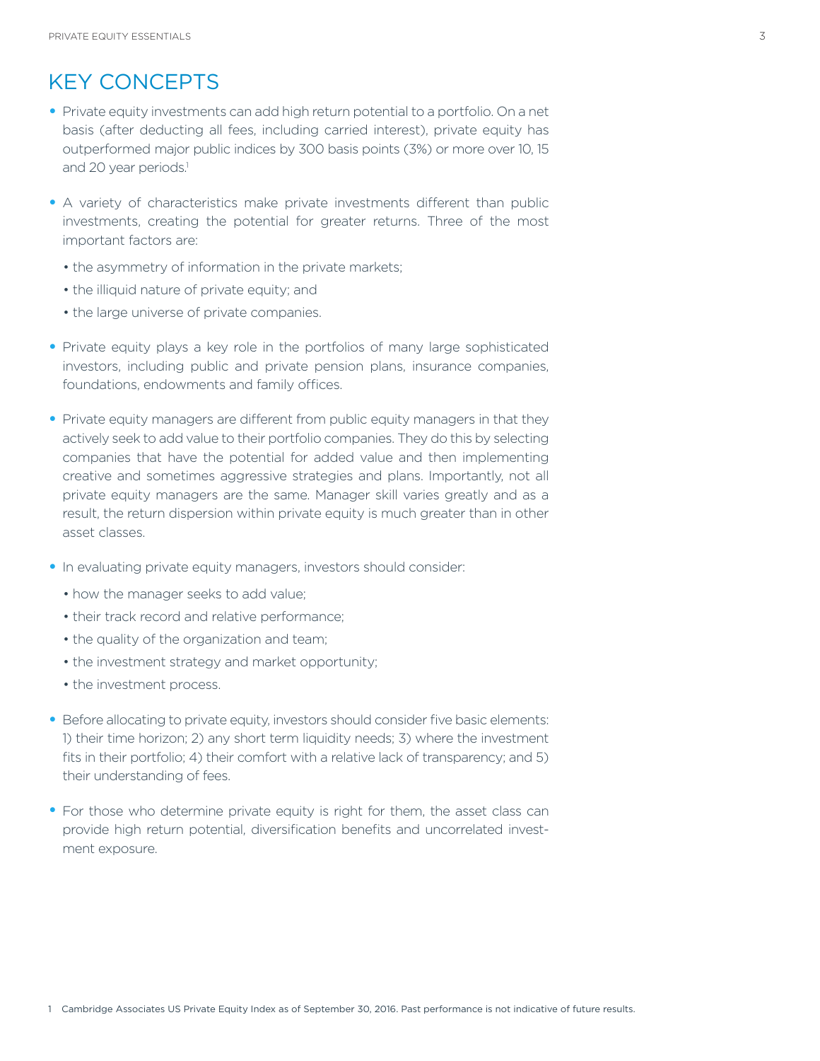# KEY CONCEPTS

- Private equity investments can add high return potential to a portfolio. On a net basis (after deducting all fees, including carried interest), private equity has outperformed major public indices by 300 basis points (3%) or more over 10, 15 and 20 year periods.[1]

- A variety of characteristics make private investments different than public investments, creating the potential for greater returns. Three of the most important factors are:
  - the asymmetry of information in the private markets;
  - the illiquid nature of private equity; and
  - the large universe of private companies.

- Private equity plays a key role in the portfolios of many large sophisticated investors, including public and private pension plans, insurance companies, foundations, endowments and family offices.

- Private equity managers are different from public equity managers in that they actively seek to add value to their portfolio companies. They do this by selecting companies that have the potential for added value and then implementing creative and sometimes aggressive strategies and plans. Importantly, not all private equity managers are the same. Manager skill varies greatly and as a result, the return dispersion within private equity is much greater than in other asset classes.

- In evaluating private equity managers, investors should consider:
  - how the manager seeks to add value;
  - their track record and relative performance;
  - the quality of the organization and team;
  - the investment strategy and market opportunity;
  - the investment process.

- Before allocating to private equity, investors should consider five basic elements: 1) their time horizon; 2) any short term liquidity needs; 3) where the investment fits in their portfolio; 4) their comfort with a relative lack of transparency; and 5) their understanding of fees.

- For those who determine private equity is right for them, the asset class can provide high return potential, diversification benefits and uncorrelated investment exposure.

[1] Cambridge Associates US Private Equity Index as of September 30, 2016. Past performance is not indicative of future results.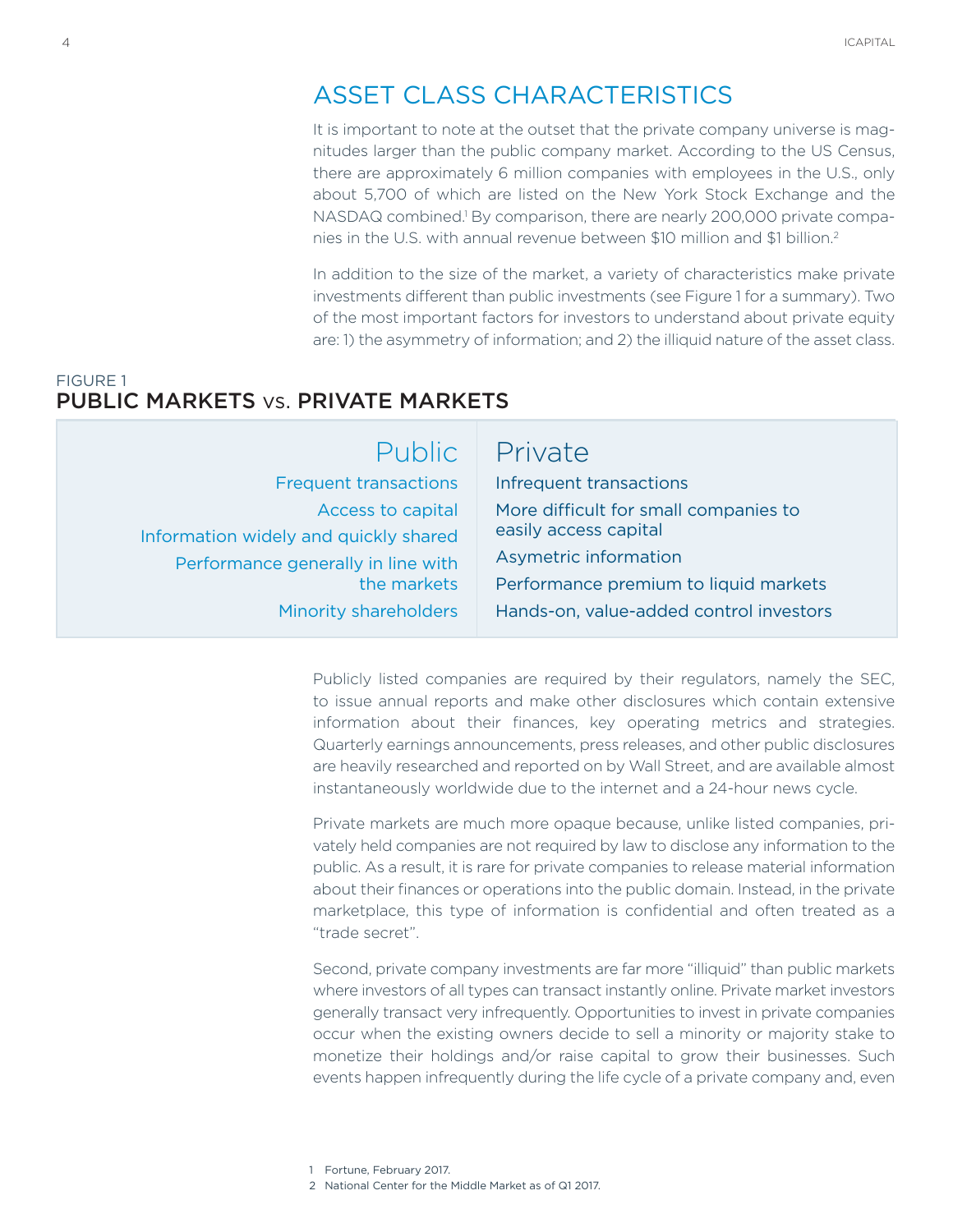## ASSET CLASS CHARACTERISTICS

It is important to note at the outset that the private company universe is magnitudes larger than the public company market. According to the US Census, there are approximately 6 million companies with employees in the U.S., only about 5,700 of which are listed on the New York Stock Exchange and the NASDAQ combined.[1] By comparison, there are nearly 200,000 private companies in the U.S. with annual revenue between $10 million and $1 billion.[2]

In addition to the size of the market, a variety of characteristics make private investments different than public investments (see Figure 1 for a summary). Two of the most important factors for investors to understand about private equity are: 1) the asymmetry of information; and 2) the illiquid nature of the asset class.

FIGURE 1
**PUBLIC MARKETS vs. PRIVATE MARKETS**

| Public | Private |
| --- | --- |
| Frequent transactions | Infrequent transactions |
| Access to capital | More difficult for small companies to easily access capital |
| Information widely and quickly shared | Asymetric information |
| Performance generally in line with the markets | Performance premium to liquid markets |
| Minority shareholders | Hands-on, value-added control investors |

Publicly listed companies are required by their regulators, namely the SEC, to issue annual reports and make other disclosures which contain extensive information about their finances, key operating metrics and strategies. Quarterly earnings announcements, press releases, and other public disclosures are heavily researched and reported on by Wall Street, and are available almost instantaneously worldwide due to the internet and a 24-hour news cycle.

Private markets are much more opaque because, unlike listed companies, privately held companies are not required by law to disclose any information to the public. As a result, it is rare for private companies to release material information about their finances or operations into the public domain. Instead, in the private marketplace, this type of information is confidential and often treated as a "trade secret".

Second, private company investments are far more "illiquid" than public markets where investors of all types can transact instantly online. Private market investors generally transact very infrequently. Opportunities to invest in private companies occur when the existing owners decide to sell a minority or majority stake to monetize their holdings and/or raise capital to grow their businesses. Such events happen infrequently during the life cycle of a private company and, even

1 Fortune, February 2017.
2 National Center for the Middle Market as of Q1 2017.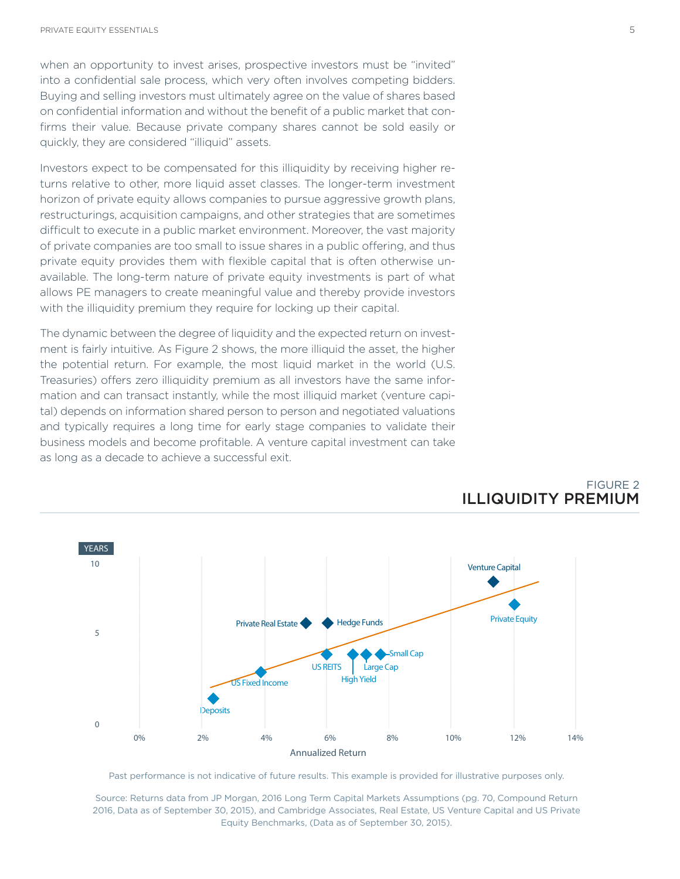when an opportunity to invest arises, prospective investors must be "invited" into a confidential sale process, which very often involves competing bidders. Buying and selling investors must ultimately agree on the value of shares based on confidential information and without the benefit of a public market that confirms their value. Because private company shares cannot be sold easily or quickly, they are considered "illiquid" assets.

Investors expect to be compensated for this illiquidity by receiving higher returns relative to other, more liquid asset classes. The longer-term investment horizon of private equity allows companies to pursue aggressive growth plans, restructurings, acquisition campaigns, and other strategies that are sometimes difficult to execute in a public market environment. Moreover, the vast majority of private companies are too small to issue shares in a public offering, and thus private equity provides them with flexible capital that is often otherwise unavailable. The long-term nature of private equity investments is part of what allows PE managers to create meaningful value and thereby provide investors with the illiquidity premium they require for locking up their capital.

The dynamic between the degree of liquidity and the expected return on investment is fairly intuitive. As Figure 2 shows, the more illiquid the asset, the higher the potential return. For example, the most liquid market in the world (U.S. Treasuries) offers zero illiquidity premium as all investors have the same information and can transact instantly, while the most illiquid market (venture capital) depends on information shared person to person and negotiated valuations and typically requires a long time for early stage companies to validate their business models and become profitable. A venture capital investment can take as long as a decade to achieve a successful exit.

FIGURE 2
## ILLIQUIDITY PREMIUM

Past performance is not indicative of future results. This example is provided for illustrative purposes only.

Source: Returns data from JP Morgan, 2016 Long Term Capital Markets Assumptions (pg. 70, Compound Return 2016, Data as of September 30, 2015), and Cambridge Associates, Real Estate, US Venture Capital and US Private Equity Benchmarks, (Data as of September 30, 2015).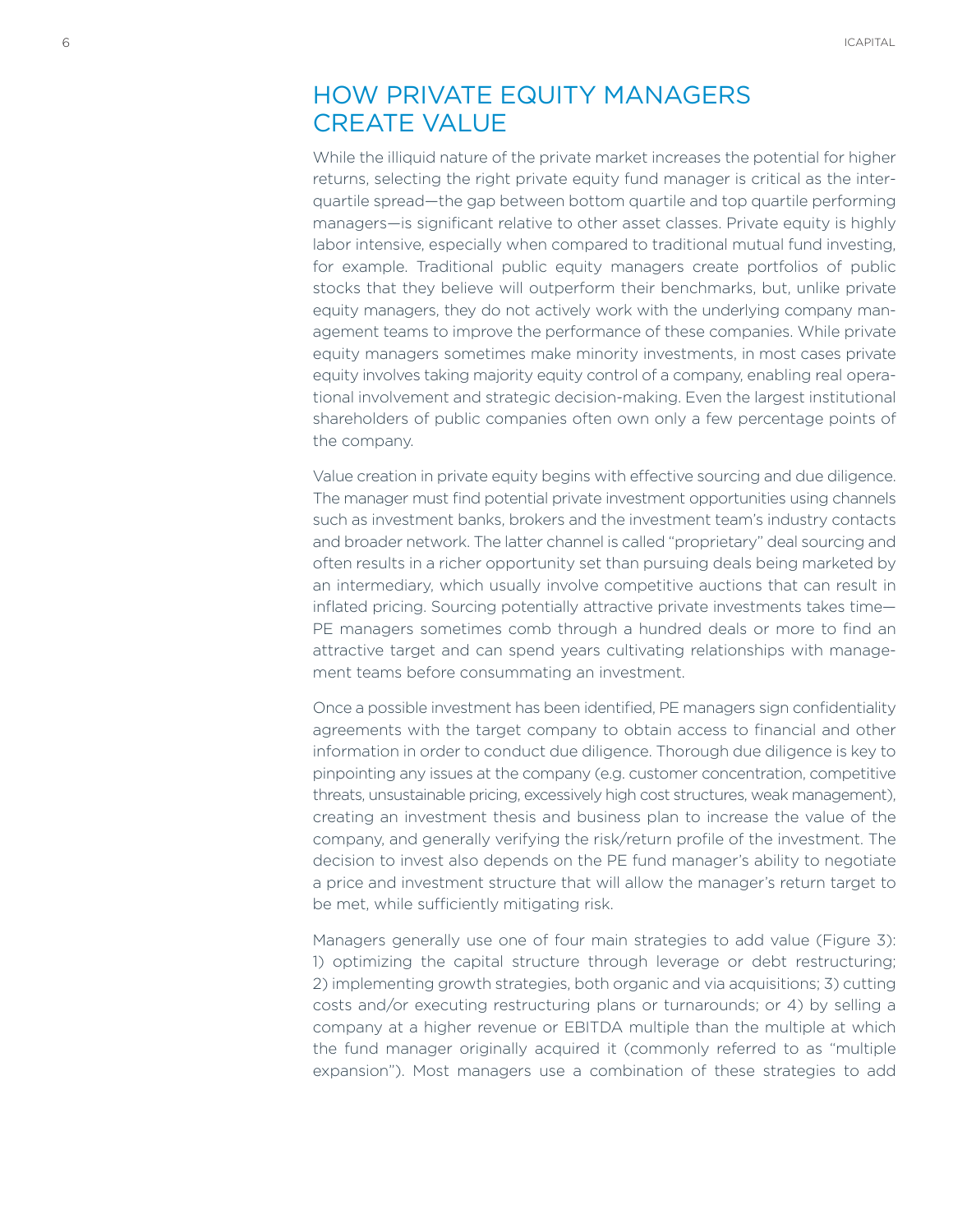## HOW PRIVATE EQUITY MANAGERS CREATE VALUE

While the illiquid nature of the private market increases the potential for higher returns, selecting the right private equity fund manager is critical as the inter-quartile spread—the gap between bottom quartile and top quartile performing managers—is significant relative to other asset classes. Private equity is highly labor intensive, especially when compared to traditional mutual fund investing, for example. Traditional public equity managers create portfolios of public stocks that they believe will outperform their benchmarks, but, unlike private equity managers, they do not actively work with the underlying company management teams to improve the performance of these companies. While private equity managers sometimes make minority investments, in most cases private equity involves taking majority equity control of a company, enabling real operational involvement and strategic decision-making. Even the largest institutional shareholders of public companies often own only a few percentage points of the company.

Value creation in private equity begins with effective sourcing and due diligence. The manager must find potential private investment opportunities using channels such as investment banks, brokers and the investment team's industry contacts and broader network. The latter channel is called "proprietary" deal sourcing and often results in a richer opportunity set than pursuing deals being marketed by an intermediary, which usually involve competitive auctions that can result in inflated pricing. Sourcing potentially attractive private investments takes time—PE managers sometimes comb through a hundred deals or more to find an attractive target and can spend years cultivating relationships with management teams before consummating an investment.

Once a possible investment has been identified, PE managers sign confidentiality agreements with the target company to obtain access to financial and other information in order to conduct due diligence. Thorough due diligence is key to pinpointing any issues at the company (e.g. customer concentration, competitive threats, unsustainable pricing, excessively high cost structures, weak management), creating an investment thesis and business plan to increase the value of the company, and generally verifying the risk/return profile of the investment. The decision to invest also depends on the PE fund manager's ability to negotiate a price and investment structure that will allow the manager's return target to be met, while sufficiently mitigating risk.

Managers generally use one of four main strategies to add value (Figure 3): 1) optimizing the capital structure through leverage or debt restructuring; 2) implementing growth strategies, both organic and via acquisitions; 3) cutting costs and/or executing restructuring plans or turnarounds; or 4) by selling a company at a higher revenue or EBITDA multiple than the multiple at which the fund manager originally acquired it (commonly referred to as "multiple expansion"). Most managers use a combination of these strategies to add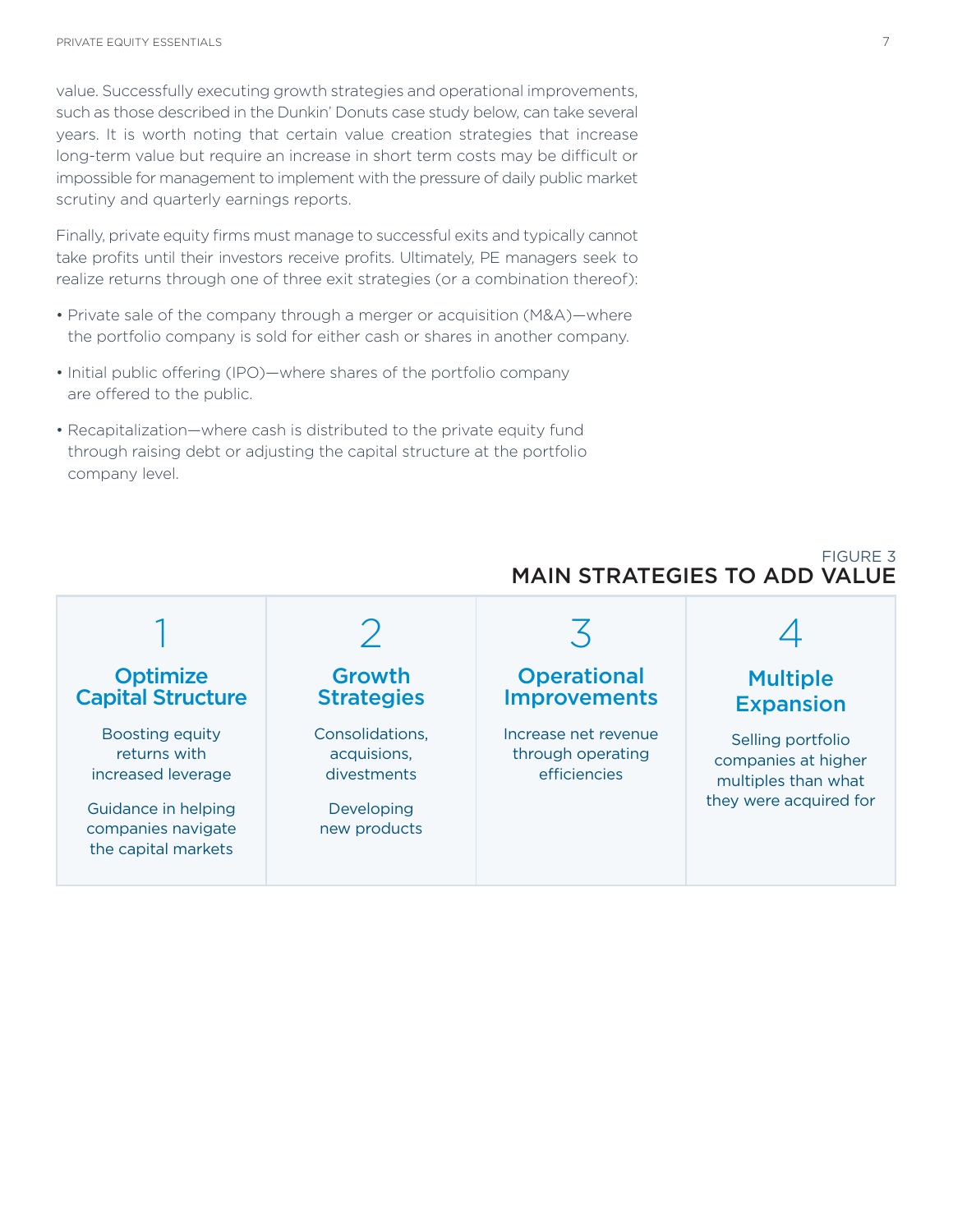value. Successfully executing growth strategies and operational improvements, such as those described in the Dunkin' Donuts case study below, can take several years. It is worth noting that certain value creation strategies that increase long-term value but require an increase in short term costs may be difficult or impossible for management to implement with the pressure of daily public market scrutiny and quarterly earnings reports.

Finally, private equity firms must manage to successful exits and typically cannot take profits until their investors receive profits. Ultimately, PE managers seek to realize returns through one of three exit strategies (or a combination thereof):

- Private sale of the company through a merger or acquisition (M&A)—where the portfolio company is sold for either cash or shares in another company.
- Initial public offering (IPO)—where shares of the portfolio company are offered to the public.
- Recapitalization—where cash is distributed to the private equity fund through raising debt or adjusting the capital structure at the portfolio company level.

FIGURE 3
**MAIN STRATEGIES TO ADD VALUE**

| 1 | 2 | 3 | 4 |
|---|---|---|---|
| **Optimize Capital Structure** | **Growth Strategies** | **Operational Improvements** | **Multiple Expansion** |
| Boosting equity returns with increased leverage | Consolidations, acquisions, divestments | Increase net revenue through operating efficiencies | Selling portfolio companies at higher multiples than what they were acquired for |
| Guidance in helping companies navigate the capital markets | Developing new products | | |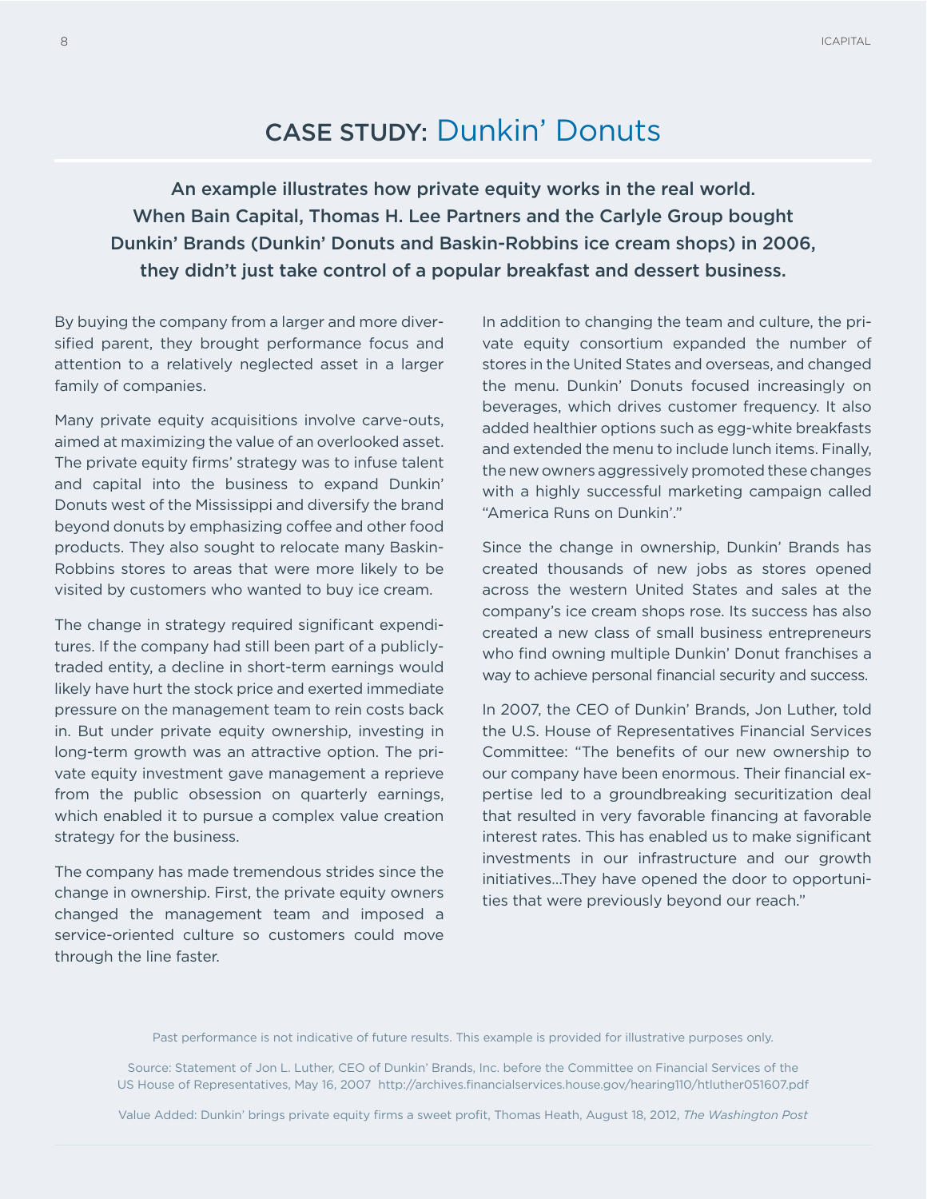# CASE STUDY: Dunkin' Donuts

**An example illustrates how private equity works in the real world. When Bain Capital, Thomas H. Lee Partners and the Carlyle Group bought Dunkin' Brands (Dunkin' Donuts and Baskin-Robbins ice cream shops) in 2006, they didn't just take control of a popular breakfast and dessert business.**

By buying the company from a larger and more diversified parent, they brought performance focus and attention to a relatively neglected asset in a larger family of companies.

Many private equity acquisitions involve carve-outs, aimed at maximizing the value of an overlooked asset. The private equity firms' strategy was to infuse talent and capital into the business to expand Dunkin' Donuts west of the Mississippi and diversify the brand beyond donuts by emphasizing coffee and other food products. They also sought to relocate many Baskin-Robbins stores to areas that were more likely to be visited by customers who wanted to buy ice cream.

The change in strategy required significant expenditures. If the company had still been part of a publicly-traded entity, a decline in short-term earnings would likely have hurt the stock price and exerted immediate pressure on the management team to rein costs back in. But under private equity ownership, investing in long-term growth was an attractive option. The private equity investment gave management a reprieve from the public obsession on quarterly earnings, which enabled it to pursue a complex value creation strategy for the business.

The company has made tremendous strides since the change in ownership. First, the private equity owners changed the management team and imposed a service-oriented culture so customers could move through the line faster.

In addition to changing the team and culture, the private equity consortium expanded the number of stores in the United States and overseas, and changed the menu. Dunkin' Donuts focused increasingly on beverages, which drives customer frequency. It also added healthier options such as egg-white breakfasts and extended the menu to include lunch items. Finally, the new owners aggressively promoted these changes with a highly successful marketing campaign called "America Runs on Dunkin'."

Since the change in ownership, Dunkin' Brands has created thousands of new jobs as stores opened across the western United States and sales at the company's ice cream shops rose. Its success has also created a new class of small business entrepreneurs who find owning multiple Dunkin' Donut franchises a way to achieve personal financial security and success.

In 2007, the CEO of Dunkin' Brands, Jon Luther, told the U.S. House of Representatives Financial Services Committee: "The benefits of our new ownership to our company have been enormous. Their financial expertise led to a groundbreaking securitization deal that resulted in very favorable financing at favorable interest rates. This has enabled us to make significant investments in our infrastructure and our growth initiatives...They have opened the door to opportunities that were previously beyond our reach."

Past performance is not indicative of future results. This example is provided for illustrative purposes only.

Source: Statement of Jon L. Luther, CEO of Dunkin' Brands, Inc. before the Committee on Financial Services of the US House of Representatives, May 16, 2007 http://archives.financialservices.house.gov/hearing110/htluther051607.pdf

Value Added: Dunkin' brings private equity firms a sweet profit, Thomas Heath, August 18, 2012, *The Washington Post*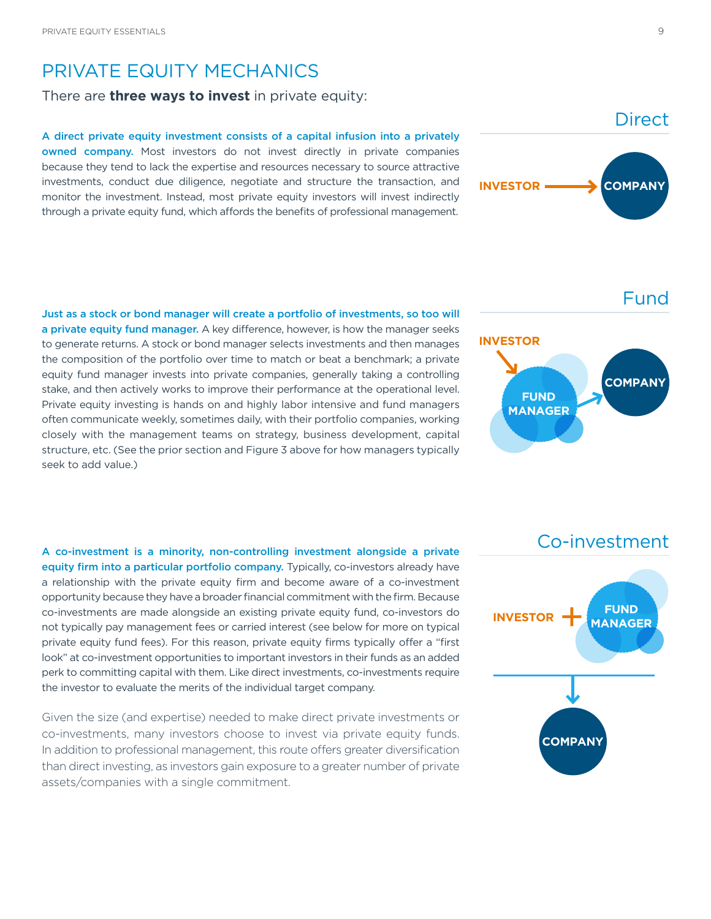# PRIVATE EQUITY MECHANICS

There are **three ways to invest** in private equity:

## Direct

**A direct private equity investment consists of a capital infusion into a privately owned company.** Most investors do not invest directly in private companies because they tend to lack the expertise and resources necessary to source attractive investments, conduct due diligence, negotiate and structure the transaction, and monitor the investment. Instead, most private equity investors will invest indirectly through a private equity fund, which affords the benefits of professional management.

INVESTOR → COMPANY

## Fund

**Just as a stock or bond manager will create a portfolio of investments, so too will a private equity fund manager.** A key difference, however, is how the manager seeks to generate returns. A stock or bond manager selects investments and then manages the composition of the portfolio over time to match or beat a benchmark; a private equity fund manager invests into private companies, generally taking a controlling stake, and then actively works to improve their performance at the operational level. Private equity investing is hands on and highly labor intensive and fund managers often communicate weekly, sometimes daily, with their portfolio companies, working closely with the management teams on strategy, business development, capital structure, etc. (See the prior section and Figure 3 above for how managers typically seek to add value.)

INVESTOR → FUND MANAGER → COMPANY

## Co-investment

**A co-investment is a minority, non-controlling investment alongside a private equity firm into a particular portfolio company.** Typically, co-investors already have a relationship with the private equity firm and become aware of a co-investment opportunity because they have a broader financial commitment with the firm. Because co-investments are made alongside an existing private equity fund, co-investors do not typically pay management fees or carried interest (see below for more on typical private equity fund fees). For this reason, private equity firms typically offer a "first look" at co-investment opportunities to important investors in their funds as an added perk to committing capital with them. Like direct investments, co-investments require the investor to evaluate the merits of the individual target company.

INVESTOR + FUND MANAGER → COMPANY

Given the size (and expertise) needed to make direct private investments or co-investments, many investors choose to invest via private equity funds. In addition to professional management, this route offers greater diversification than direct investing, as investors gain exposure to a greater number of private assets/companies with a single commitment.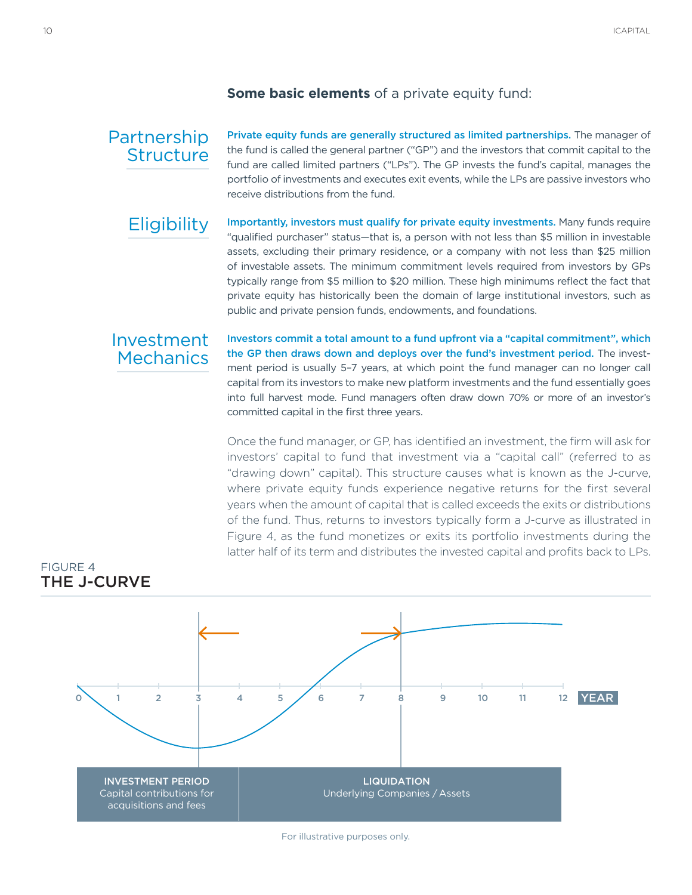**Some basic elements** of a private equity fund:

## Partnership Structure

**Private equity funds are generally structured as limited partnerships.** The manager of the fund is called the general partner ("GP") and the investors that commit capital to the fund are called limited partners ("LPs"). The GP invests the fund's capital, manages the portfolio of investments and executes exit events, while the LPs are passive investors who receive distributions from the fund.

## Eligibility

**Importantly, investors must qualify for private equity investments.** Many funds require "qualified purchaser" status—that is, a person with not less than $5 million in investable assets, excluding their primary residence, or a company with not less than $25 million of investable assets. The minimum commitment levels required from investors by GPs typically range from $5 million to $20 million. These high minimums reflect the fact that private equity has historically been the domain of large institutional investors, such as public and private pension funds, endowments, and foundations.

## Investment Mechanics

**Investors commit a total amount to a fund upfront via a "capital commitment", which the GP then draws down and deploys over the fund's investment period.** The investment period is usually 5–7 years, at which point the fund manager can no longer call capital from its investors to make new platform investments and the fund essentially goes into full harvest mode. Fund managers often draw down 70% or more of an investor's committed capital in the first three years.

Once the fund manager, or GP, has identified an investment, the firm will ask for investors' capital to fund that investment via a "capital call" (referred to as "drawing down" capital). This structure causes what is known as the J-curve, where private equity funds experience negative returns for the first several years when the amount of capital that is called exceeds the exits or distributions of the fund. Thus, returns to investors typically form a J-curve as illustrated in Figure 4, as the fund monetizes or exits its portfolio investments during the latter half of its term and distributes the invested capital and profits back to LPs.

FIGURE 4
**THE J-CURVE**

0 1 2 3 4 5 6 7 8 9 10 11 12 YEAR

**INVESTMENT PERIOD**
Capital contributions for acquisitions and fees

**LIQUIDATION**
Underlying Companies / Assets

For illustrative purposes only.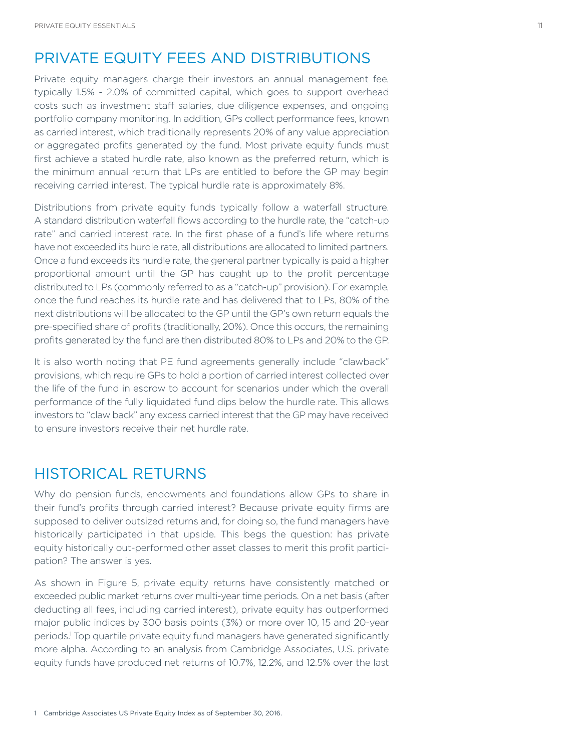## PRIVATE EQUITY FEES AND DISTRIBUTIONS

Private equity managers charge their investors an annual management fee, typically 1.5% - 2.0% of committed capital, which goes to support overhead costs such as investment staff salaries, due diligence expenses, and ongoing portfolio company monitoring. In addition, GPs collect performance fees, known as carried interest, which traditionally represents 20% of any value appreciation or aggregated profits generated by the fund. Most private equity funds must first achieve a stated hurdle rate, also known as the preferred return, which is the minimum annual return that LPs are entitled to before the GP may begin receiving carried interest. The typical hurdle rate is approximately 8%.

Distributions from private equity funds typically follow a waterfall structure. A standard distribution waterfall flows according to the hurdle rate, the "catch-up rate" and carried interest rate. In the first phase of a fund's life where returns have not exceeded its hurdle rate, all distributions are allocated to limited partners. Once a fund exceeds its hurdle rate, the general partner typically is paid a higher proportional amount until the GP has caught up to the profit percentage distributed to LPs (commonly referred to as a "catch-up" provision). For example, once the fund reaches its hurdle rate and has delivered that to LPs, 80% of the next distributions will be allocated to the GP until the GP's own return equals the pre-specified share of profits (traditionally, 20%). Once this occurs, the remaining profits generated by the fund are then distributed 80% to LPs and 20% to the GP.

It is also worth noting that PE fund agreements generally include "clawback" provisions, which require GPs to hold a portion of carried interest collected over the life of the fund in escrow to account for scenarios under which the overall performance of the fully liquidated fund dips below the hurdle rate. This allows investors to "claw back" any excess carried interest that the GP may have received to ensure investors receive their net hurdle rate.

## HISTORICAL RETURNS

Why do pension funds, endowments and foundations allow GPs to share in their fund's profits through carried interest? Because private equity firms are supposed to deliver outsized returns and, for doing so, the fund managers have historically participated in that upside. This begs the question: has private equity historically out-performed other asset classes to merit this profit participation? The answer is yes.

As shown in Figure 5, private equity returns have consistently matched or exceeded public market returns over multi-year time periods. On a net basis (after deducting all fees, including carried interest), private equity has outperformed major public indices by 300 basis points (3%) or more over 10, 15 and 20-year periods.[1] Top quartile private equity fund managers have generated significantly more alpha. According to an analysis from Cambridge Associates, U.S. private equity funds have produced net returns of 10.7%, 12.2%, and 12.5% over the last

1 Cambridge Associates US Private Equity Index as of September 30, 2016.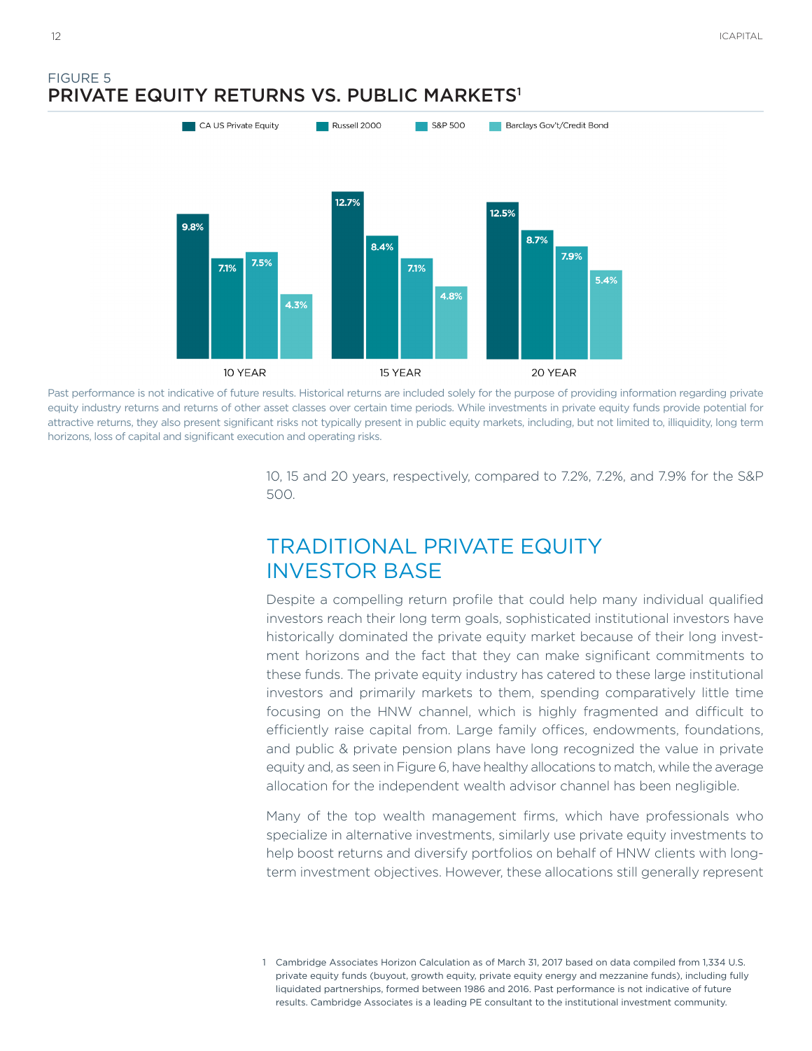FIGURE 5
## PRIVATE EQUITY RETURNS VS. PUBLIC MARKETS[1]

| | CA US Private Equity | Russell 2000 | S&P 500 | Barclays Gov't/Credit Bond |
|---|---|---|---|---|
| 10 YEAR | 9.8% | 7.1% | 7.5% | 4.3% |
| 15 YEAR | 12.7% | 8.4% | 7.1% | 4.8% |
| 20 YEAR | 12.5% | 8.7% | 7.9% | 5.4% |

Past performance is not indicative of future results. Historical returns are included solely for the purpose of providing information regarding private equity industry returns and returns of other asset classes over certain time periods. While investments in private equity funds provide potential for attractive returns, they also present significant risks not typically present in public equity markets, including, but not limited to, illiquidity, long term horizons, loss of capital and significant execution and operating risks.

10, 15 and 20 years, respectively, compared to 7.2%, 7.2%, and 7.9% for the S&P 500.

## TRADITIONAL PRIVATE EQUITY INVESTOR BASE

Despite a compelling return profile that could help many individual qualified investors reach their long term goals, sophisticated institutional investors have historically dominated the private equity market because of their long investment horizons and the fact that they can make significant commitments to these funds. The private equity industry has catered to these large institutional investors and primarily markets to them, spending comparatively little time focusing on the HNW channel, which is highly fragmented and difficult to efficiently raise capital from. Large family offices, endowments, foundations, and public & private pension plans have long recognized the value in private equity and, as seen in Figure 6, have healthy allocations to match, while the average allocation for the independent wealth advisor channel has been negligible.

Many of the top wealth management firms, which have professionals who specialize in alternative investments, similarly use private equity investments to help boost returns and diversify portfolios on behalf of HNW clients with long-term investment objectives. However, these allocations still generally represent

1 Cambridge Associates Horizon Calculation as of March 31, 2017 based on data compiled from 1,334 U.S. private equity funds (buyout, growth equity, private equity energy and mezzanine funds), including fully liquidated partnerships, formed between 1986 and 2016. Past performance is not indicative of future results. Cambridge Associates is a leading PE consultant to the institutional investment community.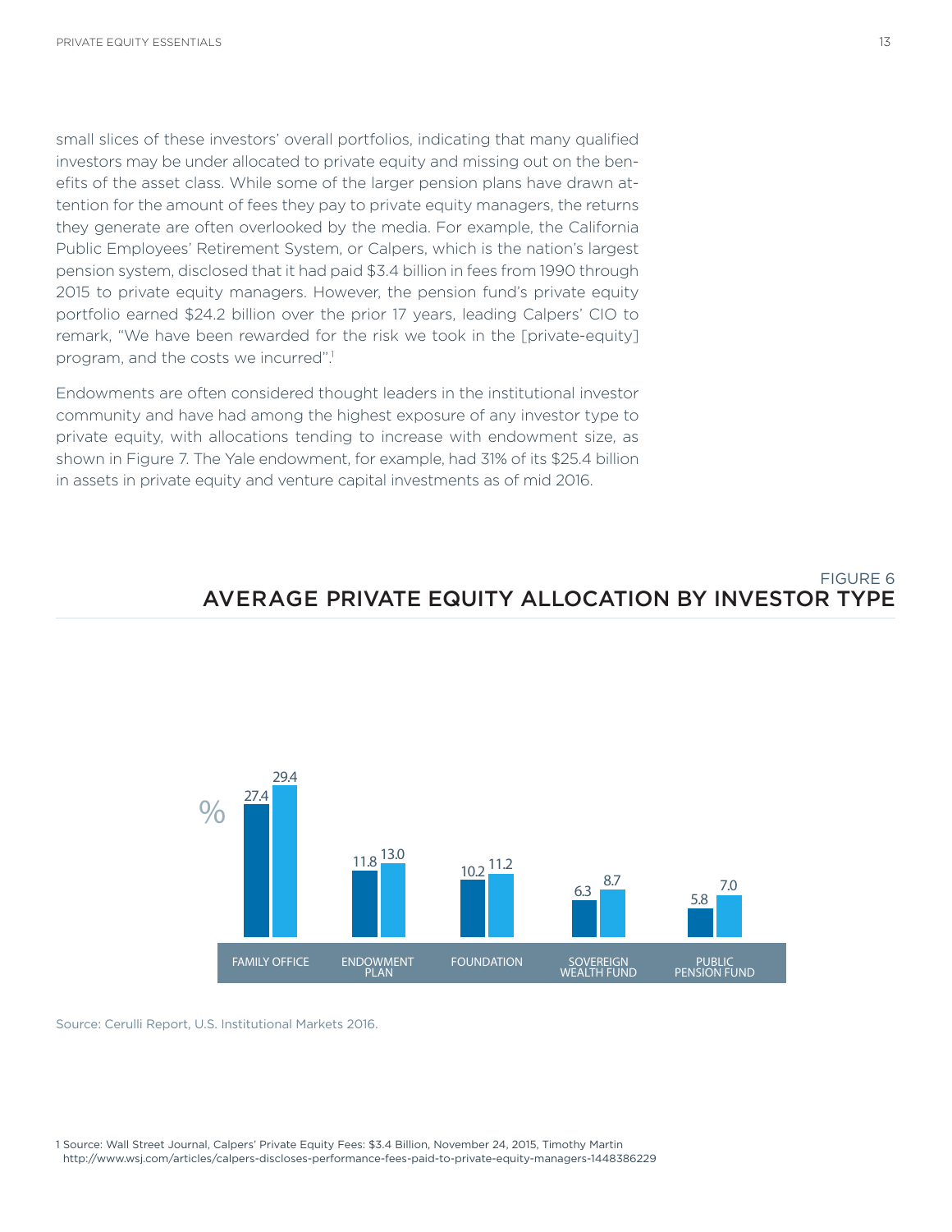small slices of these investors' overall portfolios, indicating that many qualified investors may be under allocated to private equity and missing out on the benefits of the asset class. While some of the larger pension plans have drawn attention for the amount of fees they pay to private equity managers, the returns they generate are often overlooked by the media. For example, the California Public Employees' Retirement System, or Calpers, which is the nation's largest pension system, disclosed that it had paid $3.4 billion in fees from 1990 through 2015 to private equity managers. However, the pension fund's private equity portfolio earned $24.2 billion over the prior 17 years, leading Calpers' CIO to remark, "We have been rewarded for the risk we took in the [private-equity] program, and the costs we incurred".[1]

Endowments are often considered thought leaders in the institutional investor community and have had among the highest exposure of any investor type to private equity, with allocations tending to increase with endowment size, as shown in Figure 7. The Yale endowment, for example, had 31% of its $25.4 billion in assets in private equity and venture capital investments as of mid 2016.

FIGURE 6

## AVERAGE PRIVATE EQUITY ALLOCATION BY INVESTOR TYPE

| % | Family Office | Endowment Plan | Foundation | Sovereign Wealth Fund | Public Pension Fund |
|---|---|---|---|---|---|
| | 27.4 | 11.8 | 10.2 | 6.3 | 5.8 |
| | 29.4 | 13.0 | 11.2 | 8.7 | 7.0 |

Source: Cerulli Report, U.S. Institutional Markets 2016.

1 Source: Wall Street Journal, Calpers' Private Equity Fees: $3.4 Billion, November 24, 2015, Timothy Martin http://www.wsj.com/articles/calpers-discloses-performance-fees-paid-to-private-equity-managers-1448386229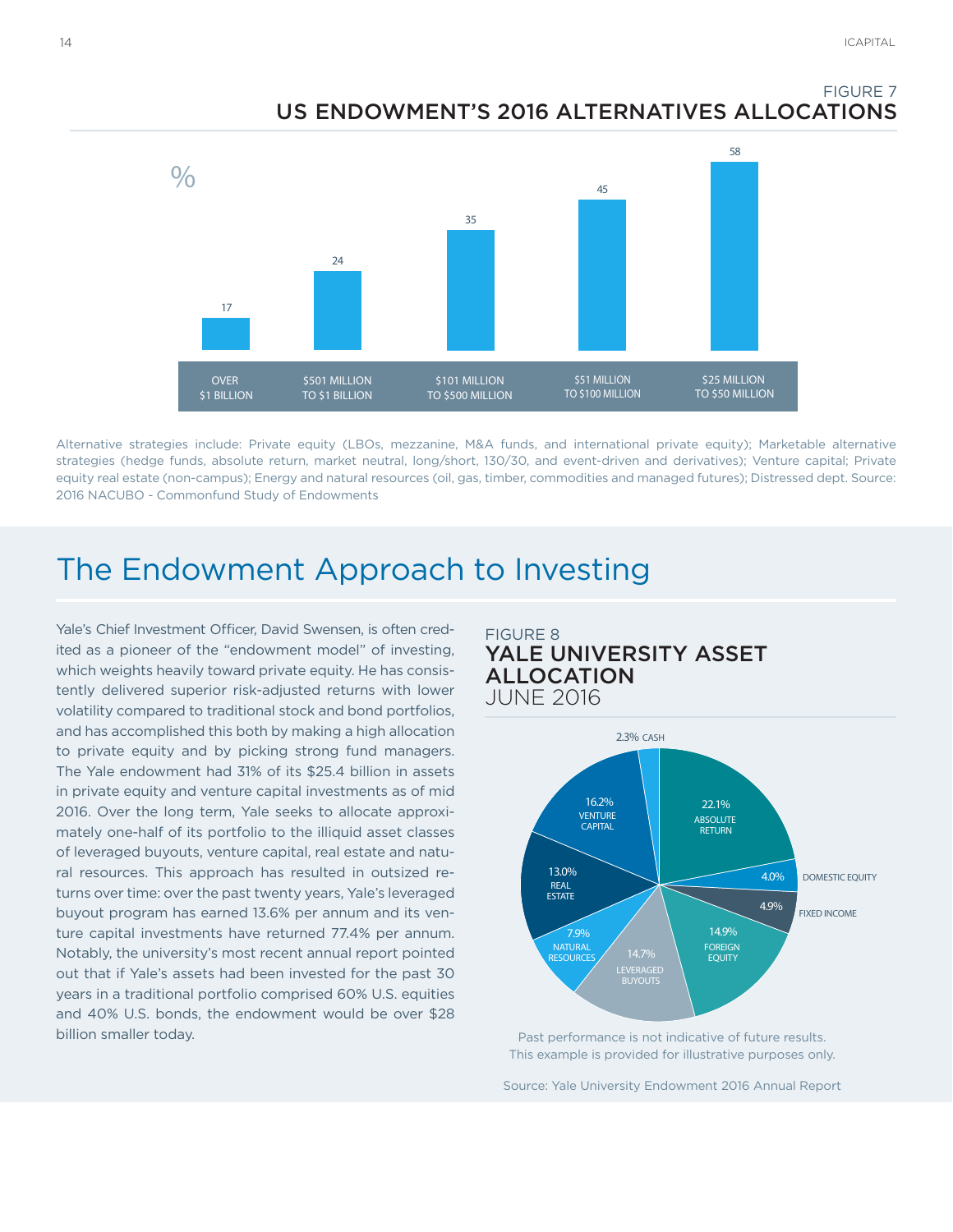FIGURE 7

## US ENDOWMENT'S 2016 ALTERNATIVES ALLOCATIONS

| % | OVER $1 BILLION | $501 MILLION TO $1 BILLION | $101 MILLION TO $500 MILLION | $51 MILLION TO $100 MILLION | $25 MILLION TO $50 MILLION |
|---|---|---|---|---|---|
| | 17 | 24 | 35 | 45 | 58 |

Alternative strategies include: Private equity (LBOs, mezzanine, M&A funds, and international private equity); Marketable alternative strategies (hedge funds, absolute return, market neutral, long/short, 130/30, and event-driven and derivatives); Venture capital; Private equity real estate (non-campus); Energy and natural resources (oil, gas, timber, commodities and managed futures); Distressed dept. Source: 2016 NACUBO - Commonfund Study of Endowments

# The Endowment Approach to Investing

Yale's Chief Investment Officer, David Swensen, is often credited as a pioneer of the "endowment model" of investing, which weights heavily toward private equity. He has consistently delivered superior risk-adjusted returns with lower volatility compared to traditional stock and bond portfolios, and has accomplished this both by making a high allocation to private equity and by picking strong fund managers. The Yale endowment had 31% of its $25.4 billion in assets in private equity and venture capital investments as of mid 2016. Over the long term, Yale seeks to allocate approximately one-half of its portfolio to the illiquid asset classes of leveraged buyouts, venture capital, real estate and natural resources. This approach has resulted in outsized returns over time: over the past twenty years, Yale's leveraged buyout program has earned 13.6% per annum and its venture capital investments have returned 77.4% per annum. Notably, the university's most recent annual report pointed out that if Yale's assets had been invested for the past 30 years in a traditional portfolio comprised 60% U.S. equities and 40% U.S. bonds, the endowment would be over $28 billion smaller today.

FIGURE 8

## YALE UNIVERSITY ASSET ALLOCATION
JUNE 2016

| Asset Class | Allocation |
|---|---|
| Absolute Return | 22.1% |
| Domestic Equity | 4.0% |
| Fixed Income | 4.9% |
| Foreign Equity | 14.9% |
| Leveraged Buyouts | 14.7% |
| Natural Resources | 7.9% |
| Real Estate | 13.0% |
| Venture Capital | 16.2% |
| Cash | 2.3% |

Past performance is not indicative of future results.
This example is provided for illustrative purposes only.

Source: Yale University Endowment 2016 Annual Report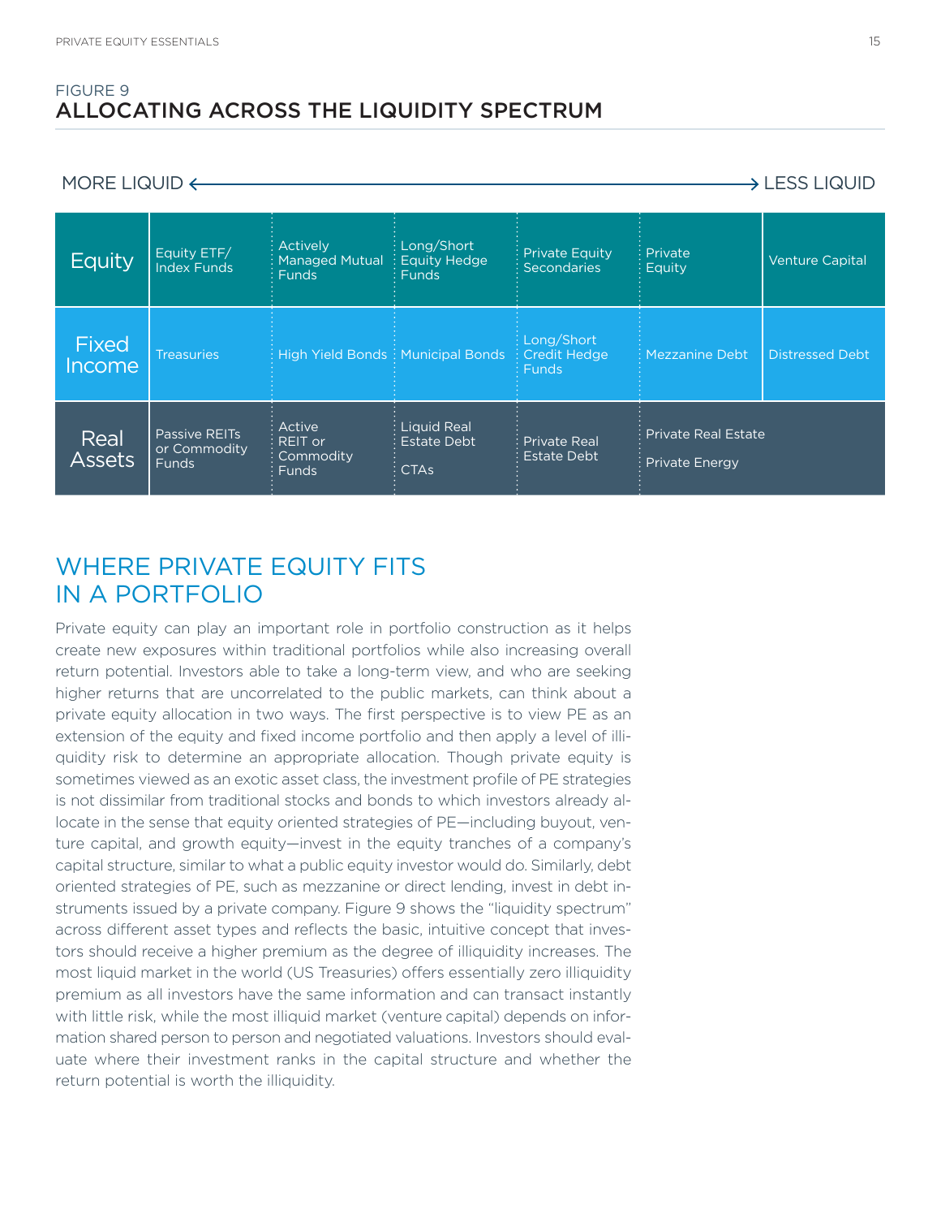FIGURE 9

## ALLOCATING ACROSS THE LIQUIDITY SPECTRUM

MORE LIQUID ⟵ ⟶ LESS LIQUID

| | | | | | | |
|---|---|---|---|---|---|---|
| Equity | Equity ETF/ Index Funds | Actively Managed Mutual Funds | Long/Short Equity Hedge Funds | Private Equity Secondaries | Private Equity | Venture Capital |
| Fixed Income | Treasuries | High Yield Bonds | Municipal Bonds | Long/Short Credit Hedge Funds | Mezzanine Debt | Distressed Debt |
| Real Assets | Passive REITs or Commodity Funds | Active REIT or Commodity Funds | Liquid Real Estate Debt<br>CTAs | Private Real Estate Debt | Private Real Estate<br>Private Energy | |

## WHERE PRIVATE EQUITY FITS IN A PORTFOLIO

Private equity can play an important role in portfolio construction as it helps create new exposures within traditional portfolios while also increasing overall return potential. Investors able to take a long-term view, and who are seeking higher returns that are uncorrelated to the public markets, can think about a private equity allocation in two ways. The first perspective is to view PE as an extension of the equity and fixed income portfolio and then apply a level of illiquidity risk to determine an appropriate allocation. Though private equity is sometimes viewed as an exotic asset class, the investment profile of PE strategies is not dissimilar from traditional stocks and bonds to which investors already allocate in the sense that equity oriented strategies of PE—including buyout, venture capital, and growth equity—invest in the equity tranches of a company's capital structure, similar to what a public equity investor would do. Similarly, debt oriented strategies of PE, such as mezzanine or direct lending, invest in debt instruments issued by a private company. Figure 9 shows the "liquidity spectrum" across different asset types and reflects the basic, intuitive concept that investors should receive a higher premium as the degree of illiquidity increases. The most liquid market in the world (US Treasuries) offers essentially zero illiquidity premium as all investors have the same information and can transact instantly with little risk, while the most illiquid market (venture capital) depends on information shared person to person and negotiated valuations. Investors should evaluate where their investment ranks in the capital structure and whether the return potential is worth the illiquidity.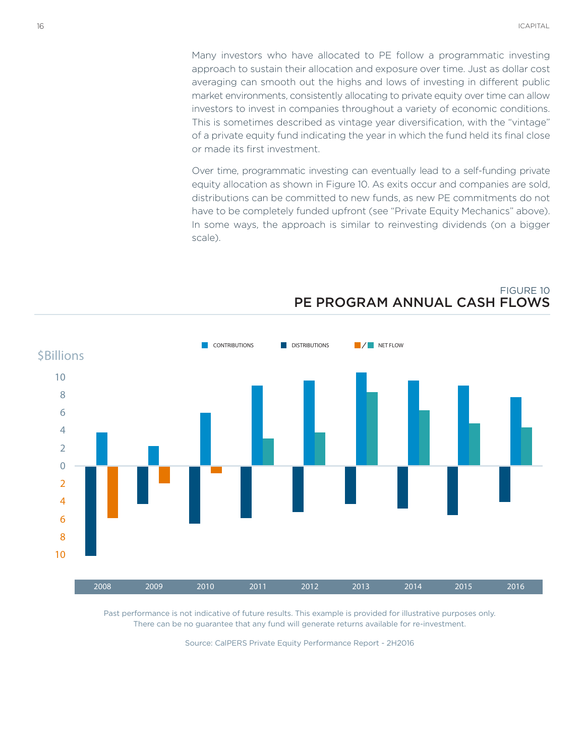Many investors who have allocated to PE follow a programmatic investing approach to sustain their allocation and exposure over time. Just as dollar cost averaging can smooth out the highs and lows of investing in different public market environments, consistently allocating to private equity over time can allow investors to invest in companies throughout a variety of economic conditions. This is sometimes described as vintage year diversification, with the "vintage" of a private equity fund indicating the year in which the fund held its final close or made its first investment.

Over time, programmatic investing can eventually lead to a self-funding private equity allocation as shown in Figure 10. As exits occur and companies are sold, distributions can be committed to new funds, as new PE commitments do not have to be completely funded upfront (see "Private Equity Mechanics" above). In some ways, the approach is similar to reinvesting dividends (on a bigger scale).

FIGURE 10
## PE PROGRAM ANNUAL CASH FLOWS

CONTRIBUTIONS | DISTRIBUTIONS | NET FLOW

$Billions

2008 | 2009 | 2010 | 2011 | 2012 | 2013 | 2014 | 2015 | 2016

Past performance is not indicative of future results. This example is provided for illustrative purposes only. There can be no guarantee that any fund will generate returns available for re-investment.

Source: CalPERS Private Equity Performance Report - 2H2016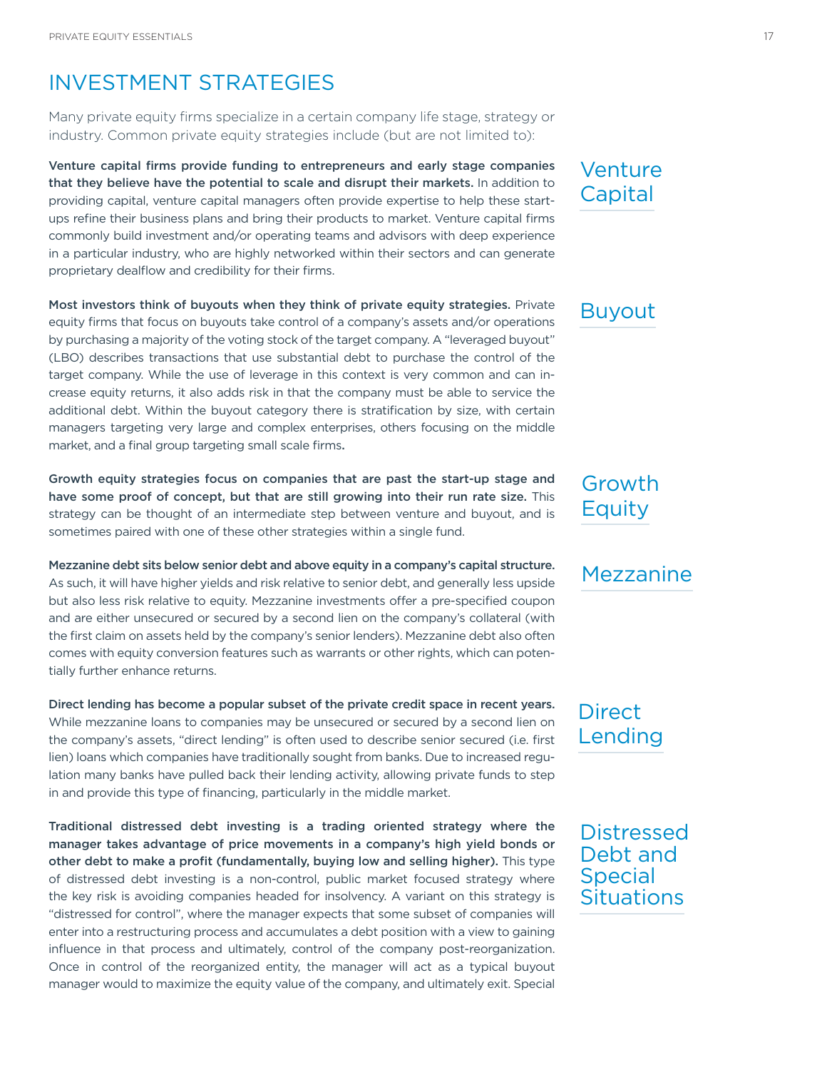# INVESTMENT STRATEGIES

Many private equity firms specialize in a certain company life stage, strategy or industry. Common private equity strategies include (but are not limited to):

## Venture Capital

**Venture capital firms provide funding to entrepreneurs and early stage companies that they believe have the potential to scale and disrupt their markets.** In addition to providing capital, venture capital managers often provide expertise to help these start-ups refine their business plans and bring their products to market. Venture capital firms commonly build investment and/or operating teams and advisors with deep experience in a particular industry, who are highly networked within their sectors and can generate proprietary dealflow and credibility for their firms.

## Buyout

**Most investors think of buyouts when they think of private equity strategies.** Private equity firms that focus on buyouts take control of a company's assets and/or operations by purchasing a majority of the voting stock of the target company. A "leveraged buyout" (LBO) describes transactions that use substantial debt to purchase the control of the target company. While the use of leverage in this context is very common and can increase equity returns, it also adds risk in that the company must be able to service the additional debt. Within the buyout category there is stratification by size, with certain managers targeting very large and complex enterprises, others focusing on the middle market, and a final group targeting small scale firms.

## Growth Equity

**Growth equity strategies focus on companies that are past the start-up stage and have some proof of concept, but that are still growing into their run rate size.** This strategy can be thought of an intermediate step between venture and buyout, and is sometimes paired with one of these other strategies within a single fund.

## Mezzanine

**Mezzanine debt sits below senior debt and above equity in a company's capital structure.** As such, it will have higher yields and risk relative to senior debt, and generally less upside but also less risk relative to equity. Mezzanine investments offer a pre-specified coupon and are either unsecured or secured by a second lien on the company's collateral (with the first claim on assets held by the company's senior lenders). Mezzanine debt also often comes with equity conversion features such as warrants or other rights, which can potentially further enhance returns.

## Direct Lending

**Direct lending has become a popular subset of the private credit space in recent years.** While mezzanine loans to companies may be unsecured or secured by a second lien on the company's assets, "direct lending" is often used to describe senior secured (i.e. first lien) loans which companies have traditionally sought from banks. Due to increased regulation many banks have pulled back their lending activity, allowing private funds to step in and provide this type of financing, particularly in the middle market.

## Distressed Debt and Special Situations

**Traditional distressed debt investing is a trading oriented strategy where the manager takes advantage of price movements in a company's high yield bonds or other debt to make a profit (fundamentally, buying low and selling higher).** This type of distressed debt investing is a non-control, public market focused strategy where the key risk is avoiding companies headed for insolvency. A variant on this strategy is "distressed for control", where the manager expects that some subset of companies will enter into a restructuring process and accumulates a debt position with a view to gaining influence in that process and ultimately, control of the company post-reorganization. Once in control of the reorganized entity, the manager will act as a typical buyout manager would to maximize the equity value of the company, and ultimately exit. Special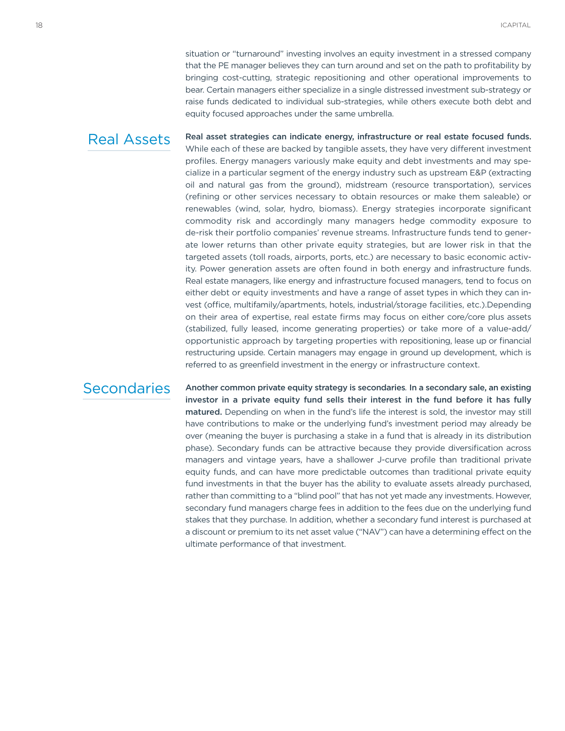situation or "turnaround" investing involves an equity investment in a stressed company that the PE manager believes they can turn around and set on the path to profitability by bringing cost-cutting, strategic repositioning and other operational improvements to bear. Certain managers either specialize in a single distressed investment sub-strategy or raise funds dedicated to individual sub-strategies, while others execute both debt and equity focused approaches under the same umbrella.

## Real Assets

**Real asset strategies can indicate energy, infrastructure or real estate focused funds.** While each of these are backed by tangible assets, they have very different investment profiles. Energy managers variously make equity and debt investments and may specialize in a particular segment of the energy industry such as upstream E&P (extracting oil and natural gas from the ground), midstream (resource transportation), services (refining or other services necessary to obtain resources or make them saleable) or renewables (wind, solar, hydro, biomass). Energy strategies incorporate significant commodity risk and accordingly many managers hedge commodity exposure to de-risk their portfolio companies' revenue streams. Infrastructure funds tend to generate lower returns than other private equity strategies, but are lower risk in that the targeted assets (toll roads, airports, ports, etc.) are necessary to basic economic activity. Power generation assets are often found in both energy and infrastructure funds. Real estate managers, like energy and infrastructure focused managers, tend to focus on either debt or equity investments and have a range of asset types in which they can invest (office, multifamily/apartments, hotels, industrial/storage facilities, etc.).Depending on their area of expertise, real estate firms may focus on either core/core plus assets (stabilized, fully leased, income generating properties) or take more of a value-add/opportunistic approach by targeting properties with repositioning, lease up or financial restructuring upside. Certain managers may engage in ground up development, which is referred to as greenfield investment in the energy or infrastructure context.

## Secondaries

**Another common private equity strategy is secondaries. In a secondary sale, an existing investor in a private equity fund sells their interest in the fund before it has fully matured.** Depending on when in the fund's life the interest is sold, the investor may still have contributions to make or the underlying fund's investment period may already be over (meaning the buyer is purchasing a stake in a fund that is already in its distribution phase). Secondary funds can be attractive because they provide diversification across managers and vintage years, have a shallower J-curve profile than traditional private equity funds, and can have more predictable outcomes than traditional private equity fund investments in that the buyer has the ability to evaluate assets already purchased, rather than committing to a "blind pool" that has not yet made any investments. However, secondary fund managers charge fees in addition to the fees due on the underlying fund stakes that they purchase. In addition, whether a secondary fund interest is purchased at a discount or premium to its net asset value ("NAV") can have a determining effect on the ultimate performance of that investment.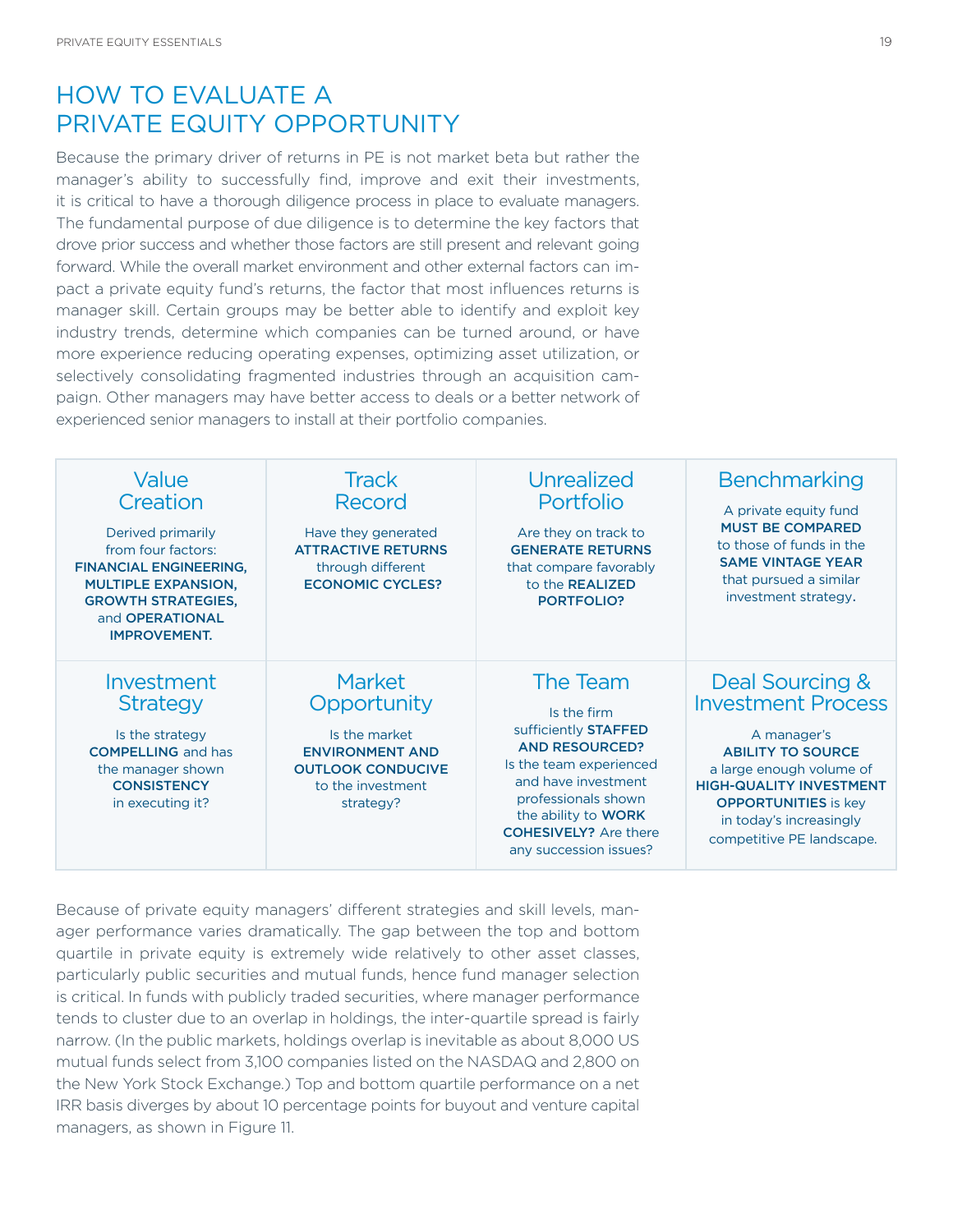# HOW TO EVALUATE A PRIVATE EQUITY OPPORTUNITY

Because the primary driver of returns in PE is not market beta but rather the manager's ability to successfully find, improve and exit their investments, it is critical to have a thorough diligence process in place to evaluate managers. The fundamental purpose of due diligence is to determine the key factors that drove prior success and whether those factors are still present and relevant going forward. While the overall market environment and other external factors can impact a private equity fund's returns, the factor that most influences returns is manager skill. Certain groups may be better able to identify and exploit key industry trends, determine which companies can be turned around, or have more experience reducing operating expenses, optimizing asset utilization, or selectively consolidating fragmented industries through an acquisition campaign. Other managers may have better access to deals or a better network of experienced senior managers to install at their portfolio companies.

| Value Creation | Track Record | Unrealized Portfolio | Benchmarking |
|---|---|---|---|
| Derived primarily from four factors: **FINANCIAL ENGINEERING, MULTIPLE EXPANSION, GROWTH STRATEGIES,** and **OPERATIONAL IMPROVEMENT.** | Have they generated **ATTRACTIVE RETURNS** through different **ECONOMIC CYCLES?** | Are they on track to **GENERATE RETURNS** that compare favorably to the **REALIZED PORTFOLIO?** | A private equity fund **MUST BE COMPARED** to those of funds in the **SAME VINTAGE YEAR** that pursued a similar investment strategy. |
| **Investment Strategy** | **Market Opportunity** | **The Team** | **Deal Sourcing & Investment Process** |
| Is the strategy **COMPELLING** and has the manager shown **CONSISTENCY** in executing it? | Is the market **ENVIRONMENT AND OUTLOOK CONDUCIVE** to the investment strategy? | Is the firm sufficiently **STAFFED AND RESOURCED?** Is the team experienced and have investment professionals shown the ability to **WORK COHESIVELY?** Are there any succession issues? | A manager's **ABILITY TO SOURCE** a large enough volume of **HIGH-QUALITY INVESTMENT OPPORTUNITIES** is key in today's increasingly competitive PE landscape. |

Because of private equity managers' different strategies and skill levels, manager performance varies dramatically. The gap between the top and bottom quartile in private equity is extremely wide relatively to other asset classes, particularly public securities and mutual funds, hence fund manager selection is critical. In funds with publicly traded securities, where manager performance tends to cluster due to an overlap in holdings, the inter-quartile spread is fairly narrow. (In the public markets, holdings overlap is inevitable as about 8,000 US mutual funds select from 3,100 companies listed on the NASDAQ and 2,800 on the New York Stock Exchange.) Top and bottom quartile performance on a net IRR basis diverges by about 10 percentage points for buyout and venture capital managers, as shown in Figure 11.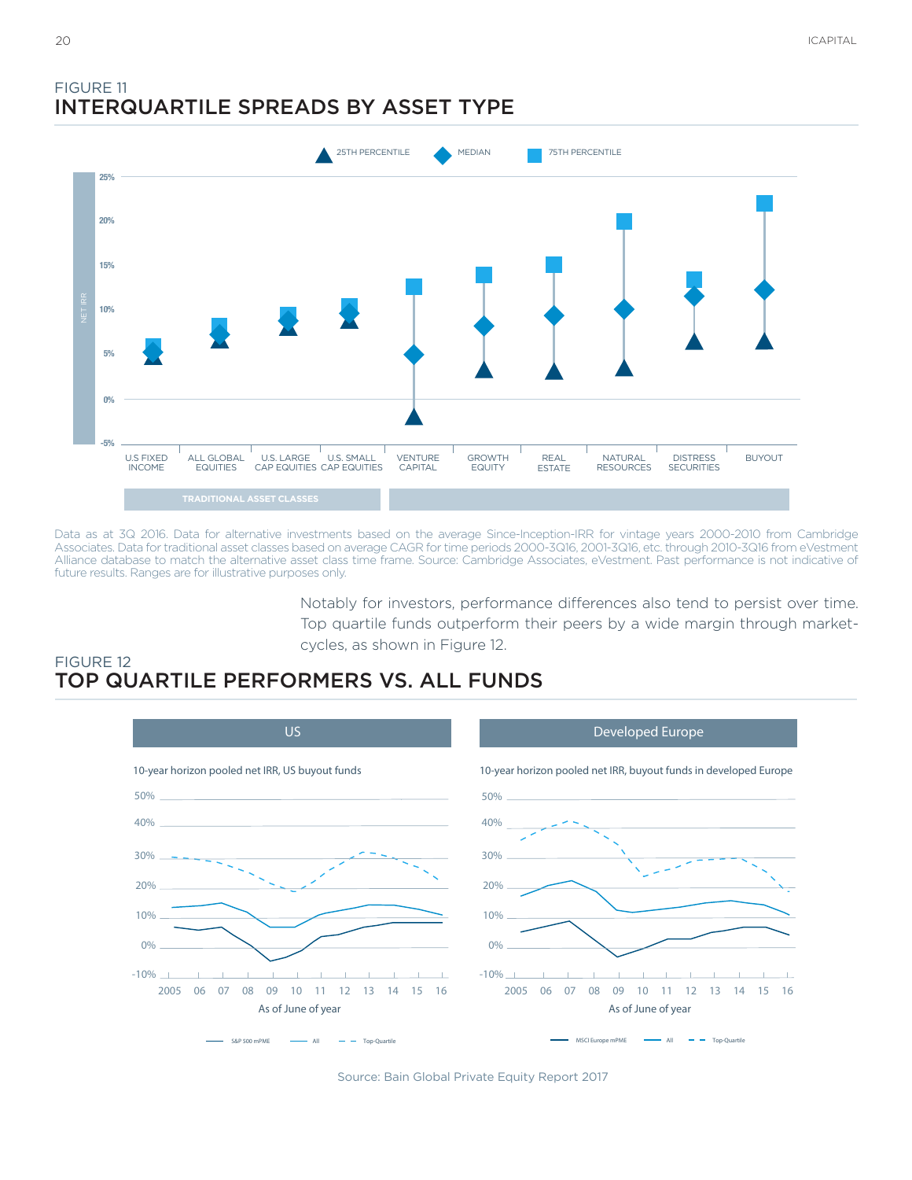FIGURE 11

## INTERQUARTILE SPREADS BY ASSET TYPE

Data as at 3Q 2016. Data for alternative investments based on the average Since-Inception-IRR for vintage years 2000-2010 from Cambridge Associates. Data for traditional asset classes based on average CAGR for time periods 2000-3Q16, 2001-3Q16, etc. through 2010-3Q16 from eVestment Alliance database to match the alternative asset class time frame. Source: Cambridge Associates, eVestment. Past performance is not indicative of future results. Ranges are for illustrative purposes only.

Notably for investors, performance differences also tend to persist over time. Top quartile funds outperform their peers by a wide margin through market-cycles, as shown in Figure 12.

FIGURE 12

## TOP QUARTILE PERFORMERS VS. ALL FUNDS

Source: Bain Global Private Equity Report 2017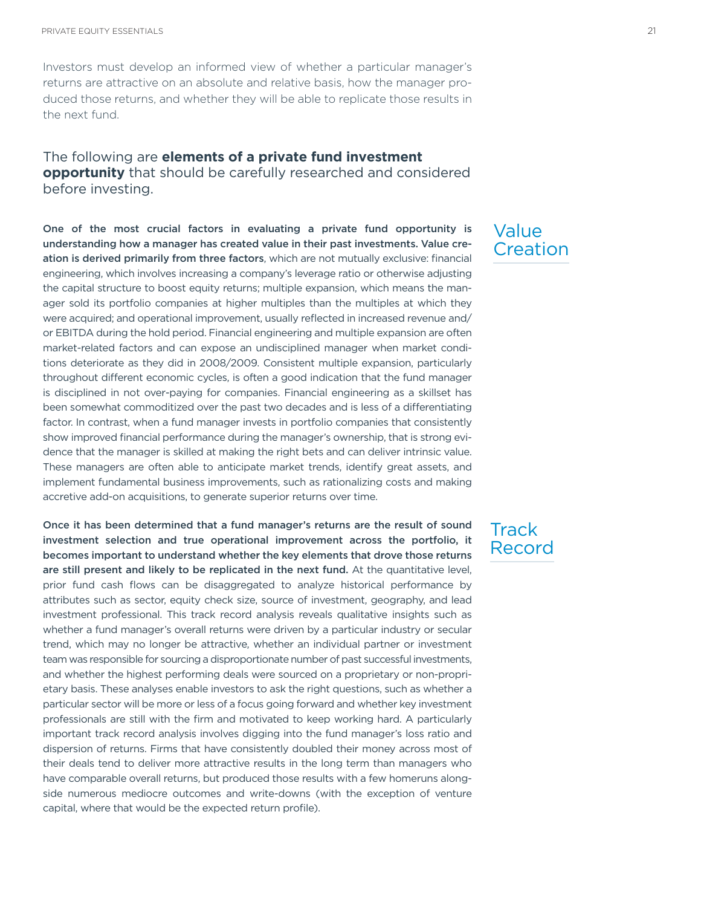Investors must develop an informed view of whether a particular manager's returns are attractive on an absolute and relative basis, how the manager produced those returns, and whether they will be able to replicate those results in the next fund.

The following are **elements of a private fund investment opportunity** that should be carefully researched and considered before investing.

## Value Creation

**One of the most crucial factors in evaluating a private fund opportunity is understanding how a manager has created value in their past investments. Value creation is derived primarily from three factors**, which are not mutually exclusive: financial engineering, which involves increasing a company's leverage ratio or otherwise adjusting the capital structure to boost equity returns; multiple expansion, which means the manager sold its portfolio companies at higher multiples than the multiples at which they were acquired; and operational improvement, usually reflected in increased revenue and/or EBITDA during the hold period. Financial engineering and multiple expansion are often market-related factors and can expose an undisciplined manager when market conditions deteriorate as they did in 2008/2009. Consistent multiple expansion, particularly throughout different economic cycles, is often a good indication that the fund manager is disciplined in not over-paying for companies. Financial engineering as a skillset has been somewhat commoditized over the past two decades and is less of a differentiating factor. In contrast, when a fund manager invests in portfolio companies that consistently show improved financial performance during the manager's ownership, that is strong evidence that the manager is skilled at making the right bets and can deliver intrinsic value. These managers are often able to anticipate market trends, identify great assets, and implement fundamental business improvements, such as rationalizing costs and making accretive add-on acquisitions, to generate superior returns over time.

## Track Record

**Once it has been determined that a fund manager's returns are the result of sound investment selection and true operational improvement across the portfolio, it becomes important to understand whether the key elements that drove those returns are still present and likely to be replicated in the next fund.** At the quantitative level, prior fund cash flows can be disaggregated to analyze historical performance by attributes such as sector, equity check size, source of investment, geography, and lead investment professional. This track record analysis reveals qualitative insights such as whether a fund manager's overall returns were driven by a particular industry or secular trend, which may no longer be attractive, whether an individual partner or investment team was responsible for sourcing a disproportionate number of past successful investments, and whether the highest performing deals were sourced on a proprietary or non-proprietary basis. These analyses enable investors to ask the right questions, such as whether a particular sector will be more or less of a focus going forward and whether key investment professionals are still with the firm and motivated to keep working hard. A particularly important track record analysis involves digging into the fund manager's loss ratio and dispersion of returns. Firms that have consistently doubled their money across most of their deals tend to deliver more attractive results in the long term than managers who have comparable overall returns, but produced those results with a few homeruns alongside numerous mediocre outcomes and write-downs (with the exception of venture capital, where that would be the expected return profile).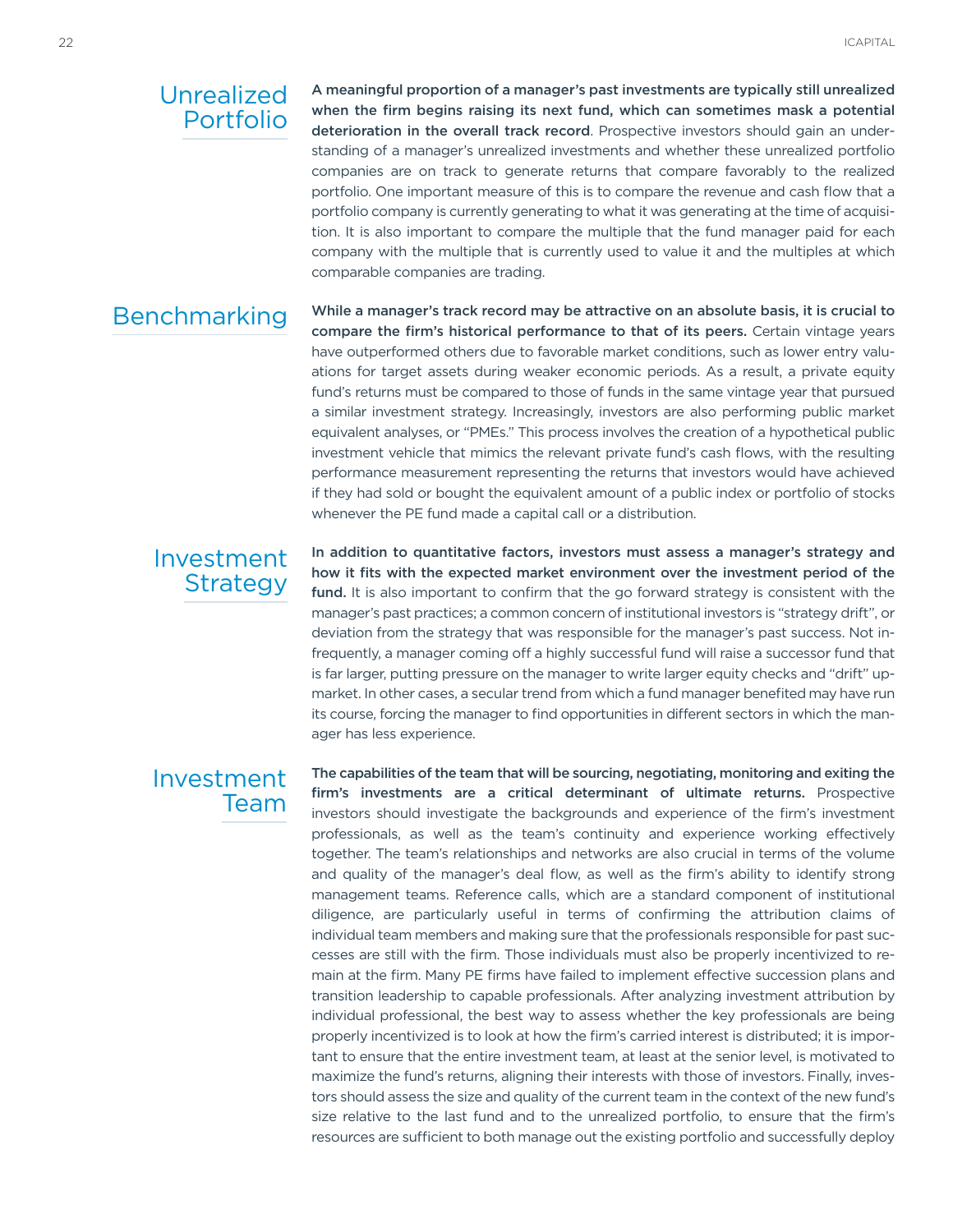## Unrealized Portfolio

**A meaningful proportion of a manager's past investments are typically still unrealized when the firm begins raising its next fund, which can sometimes mask a potential deterioration in the overall track record**. Prospective investors should gain an understanding of a manager's unrealized investments and whether these unrealized portfolio companies are on track to generate returns that compare favorably to the realized portfolio. One important measure of this is to compare the revenue and cash flow that a portfolio company is currently generating to what it was generating at the time of acquisition. It is also important to compare the multiple that the fund manager paid for each company with the multiple that is currently used to value it and the multiples at which comparable companies are trading.

## Benchmarking

**While a manager's track record may be attractive on an absolute basis, it is crucial to compare the firm's historical performance to that of its peers.** Certain vintage years have outperformed others due to favorable market conditions, such as lower entry valuations for target assets during weaker economic periods. As a result, a private equity fund's returns must be compared to those of funds in the same vintage year that pursued a similar investment strategy. Increasingly, investors are also performing public market equivalent analyses, or "PMEs." This process involves the creation of a hypothetical public investment vehicle that mimics the relevant private fund's cash flows, with the resulting performance measurement representing the returns that investors would have achieved if they had sold or bought the equivalent amount of a public index or portfolio of stocks whenever the PE fund made a capital call or a distribution.

## Investment Strategy

**In addition to quantitative factors, investors must assess a manager's strategy and how it fits with the expected market environment over the investment period of the fund.** It is also important to confirm that the go forward strategy is consistent with the manager's past practices; a common concern of institutional investors is "strategy drift", or deviation from the strategy that was responsible for the manager's past success. Not infrequently, a manager coming off a highly successful fund will raise a successor fund that is far larger, putting pressure on the manager to write larger equity checks and "drift" upmarket. In other cases, a secular trend from which a fund manager benefited may have run its course, forcing the manager to find opportunities in different sectors in which the manager has less experience.

## Investment Team

**The capabilities of the team that will be sourcing, negotiating, monitoring and exiting the firm's investments are a critical determinant of ultimate returns.** Prospective investors should investigate the backgrounds and experience of the firm's investment professionals, as well as the team's continuity and experience working effectively together. The team's relationships and networks are also crucial in terms of the volume and quality of the manager's deal flow, as well as the firm's ability to identify strong management teams. Reference calls, which are a standard component of institutional diligence, are particularly useful in terms of confirming the attribution claims of individual team members and making sure that the professionals responsible for past successes are still with the firm. Those individuals must also be properly incentivized to remain at the firm. Many PE firms have failed to implement effective succession plans and transition leadership to capable professionals. After analyzing investment attribution by individual professional, the best way to assess whether the key professionals are being properly incentivized is to look at how the firm's carried interest is distributed; it is important to ensure that the entire investment team, at least at the senior level, is motivated to maximize the fund's returns, aligning their interests with those of investors. Finally, investors should assess the size and quality of the current team in the context of the new fund's size relative to the last fund and to the unrealized portfolio, to ensure that the firm's resources are sufficient to both manage out the existing portfolio and successfully deploy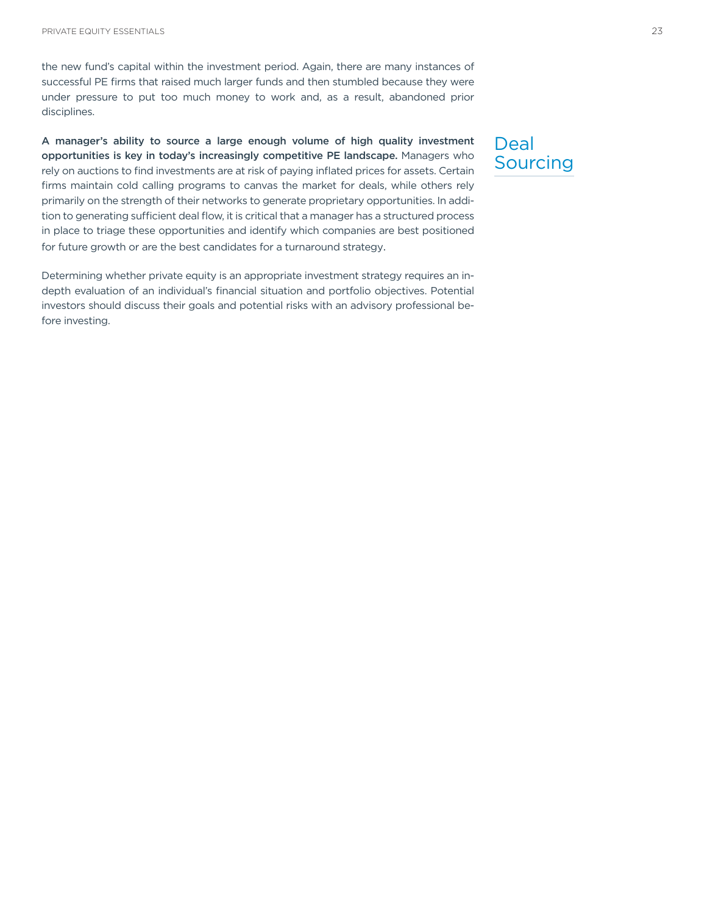the new fund's capital within the investment period. Again, there are many instances of successful PE firms that raised much larger funds and then stumbled because they were under pressure to put too much money to work and, as a result, abandoned prior disciplines.

## Deal Sourcing

**A manager's ability to source a large enough volume of high quality investment opportunities is key in today's increasingly competitive PE landscape.** Managers who rely on auctions to find investments are at risk of paying inflated prices for assets. Certain firms maintain cold calling programs to canvas the market for deals, while others rely primarily on the strength of their networks to generate proprietary opportunities. In addition to generating sufficient deal flow, it is critical that a manager has a structured process in place to triage these opportunities and identify which companies are best positioned for future growth or are the best candidates for a turnaround strategy.

Determining whether private equity is an appropriate investment strategy requires an in-depth evaluation of an individual's financial situation and portfolio objectives. Potential investors should discuss their goals and potential risks with an advisory professional before investing.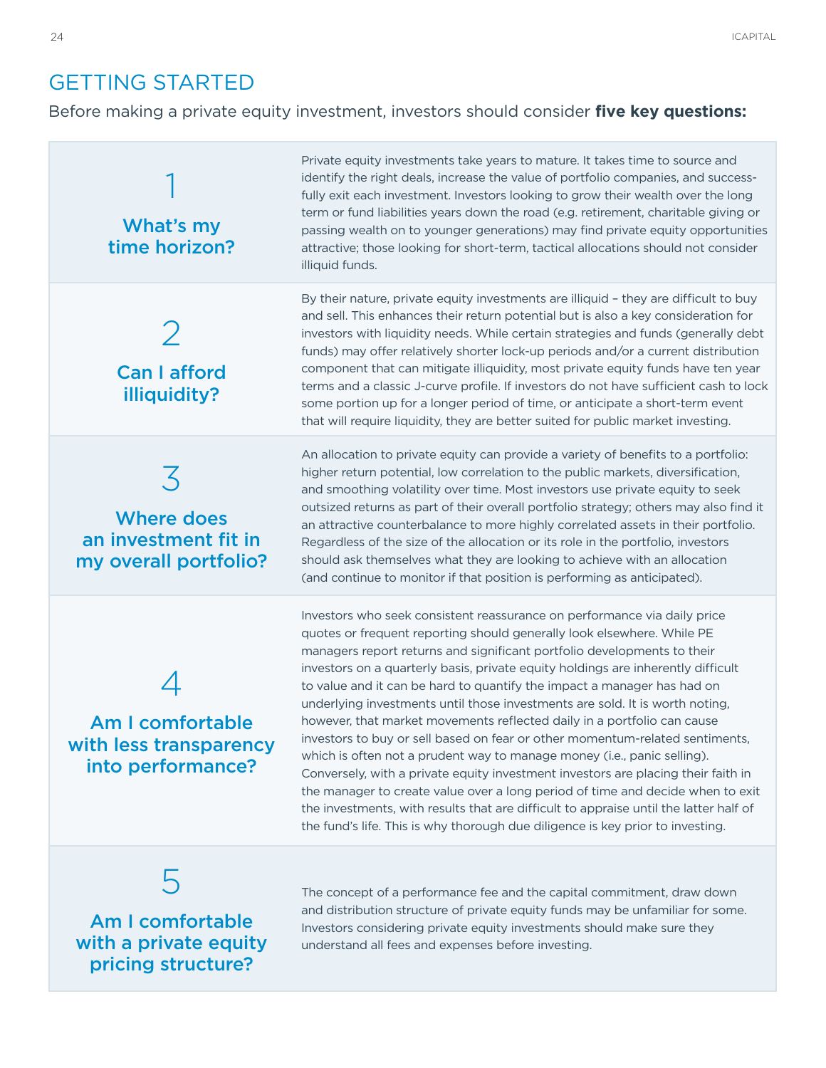## GETTING STARTED

Before making a private equity investment, investors should consider **five key questions:**

| | |
|---|---|
| **1**<br>**What's my time horizon?** | Private equity investments take years to mature. It takes time to source and identify the right deals, increase the value of portfolio companies, and successfully exit each investment. Investors looking to grow their wealth over the long term or fund liabilities years down the road (e.g. retirement, charitable giving or passing wealth on to younger generations) may find private equity opportunities attractive; those looking for short-term, tactical allocations should not consider illiquid funds. |
| **2**<br>**Can I afford illiquidity?** | By their nature, private equity investments are illiquid – they are difficult to buy and sell. This enhances their return potential but is also a key consideration for investors with liquidity needs. While certain strategies and funds (generally debt funds) may offer relatively shorter lock-up periods and/or a current distribution component that can mitigate illiquidity, most private equity funds have ten year terms and a classic J-curve profile. If investors do not have sufficient cash to lock some portion up for a longer period of time, or anticipate a short-term event that will require liquidity, they are better suited for public market investing. |
| **3**<br>**Where does an investment fit in my overall portfolio?** | An allocation to private equity can provide a variety of benefits to a portfolio: higher return potential, low correlation to the public markets, diversification, and smoothing volatility over time. Most investors use private equity to seek outsized returns as part of their overall portfolio strategy; others may also find it an attractive counterbalance to more highly correlated assets in their portfolio. Regardless of the size of the allocation or its role in the portfolio, investors should ask themselves what they are looking to achieve with an allocation (and continue to monitor if that position is performing as anticipated). |
| **4**<br>**Am I comfortable with less transparency into performance?** | Investors who seek consistent reassurance on performance via daily price quotes or frequent reporting should generally look elsewhere. While PE managers report returns and significant portfolio developments to their investors on a quarterly basis, private equity holdings are inherently difficult to value and it can be hard to quantify the impact a manager has had on underlying investments until those investments are sold. It is worth noting, however, that market movements reflected daily in a portfolio can cause investors to buy or sell based on fear or other momentum-related sentiments, which is often not a prudent way to manage money (i.e., panic selling). Conversely, with a private equity investment investors are placing their faith in the manager to create value over a long period of time and decide when to exit the investments, with results that are difficult to appraise until the latter half of the fund's life. This is why thorough due diligence is key prior to investing. |
| **5**<br>**Am I comfortable with a private equity pricing structure?** | The concept of a performance fee and the capital commitment, draw down and distribution structure of private equity funds may be unfamiliar for some. Investors considering private equity investments should make sure they understand all fees and expenses before investing. |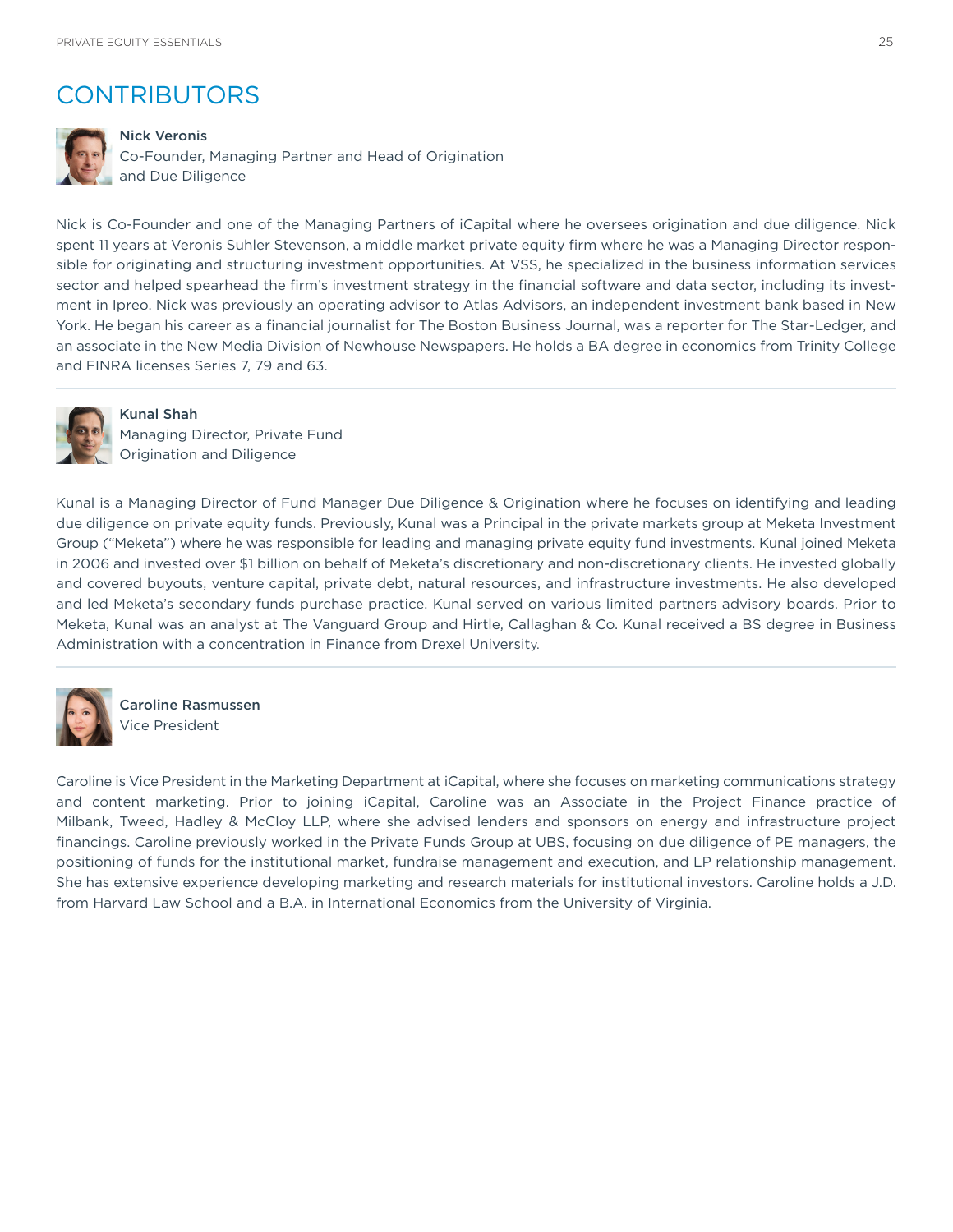# CONTRIBUTORS

**Nick Veronis**
Co-Founder, Managing Partner and Head of Origination and Due Diligence

Nick is Co-Founder and one of the Managing Partners of iCapital where he oversees origination and due diligence. Nick spent 11 years at Veronis Suhler Stevenson, a middle market private equity firm where he was a Managing Director responsible for originating and structuring investment opportunities. At VSS, he specialized in the business information services sector and helped spearhead the firm's investment strategy in the financial software and data sector, including its investment in Ipreo. Nick was previously an operating advisor to Atlas Advisors, an independent investment bank based in New York. He began his career as a financial journalist for The Boston Business Journal, was a reporter for The Star-Ledger, and an associate in the New Media Division of Newhouse Newspapers. He holds a BA degree in economics from Trinity College and FINRA licenses Series 7, 79 and 63.

---

**Kunal Shah**
Managing Director, Private Fund Origination and Diligence

Kunal is a Managing Director of Fund Manager Due Diligence & Origination where he focuses on identifying and leading due diligence on private equity funds. Previously, Kunal was a Principal in the private markets group at Meketa Investment Group ("Meketa") where he was responsible for leading and managing private equity fund investments. Kunal joined Meketa in 2006 and invested over $1 billion on behalf of Meketa's discretionary and non-discretionary clients. He invested globally and covered buyouts, venture capital, private debt, natural resources, and infrastructure investments. He also developed and led Meketa's secondary funds purchase practice. Kunal served on various limited partners advisory boards. Prior to Meketa, Kunal was an analyst at The Vanguard Group and Hirtle, Callaghan & Co. Kunal received a BS degree in Business Administration with a concentration in Finance from Drexel University.

---

**Caroline Rasmussen**
Vice President

Caroline is Vice President in the Marketing Department at iCapital, where she focuses on marketing communications strategy and content marketing. Prior to joining iCapital, Caroline was an Associate in the Project Finance practice of Milbank, Tweed, Hadley & McCloy LLP, where she advised lenders and sponsors on energy and infrastructure project financings. Caroline previously worked in the Private Funds Group at UBS, focusing on due diligence of PE managers, the positioning of funds for the institutional market, fundraise management and execution, and LP relationship management. She has extensive experience developing marketing and research materials for institutional investors. Caroline holds a J.D. from Harvard Law School and a B.A. in International Economics from the University of Virginia.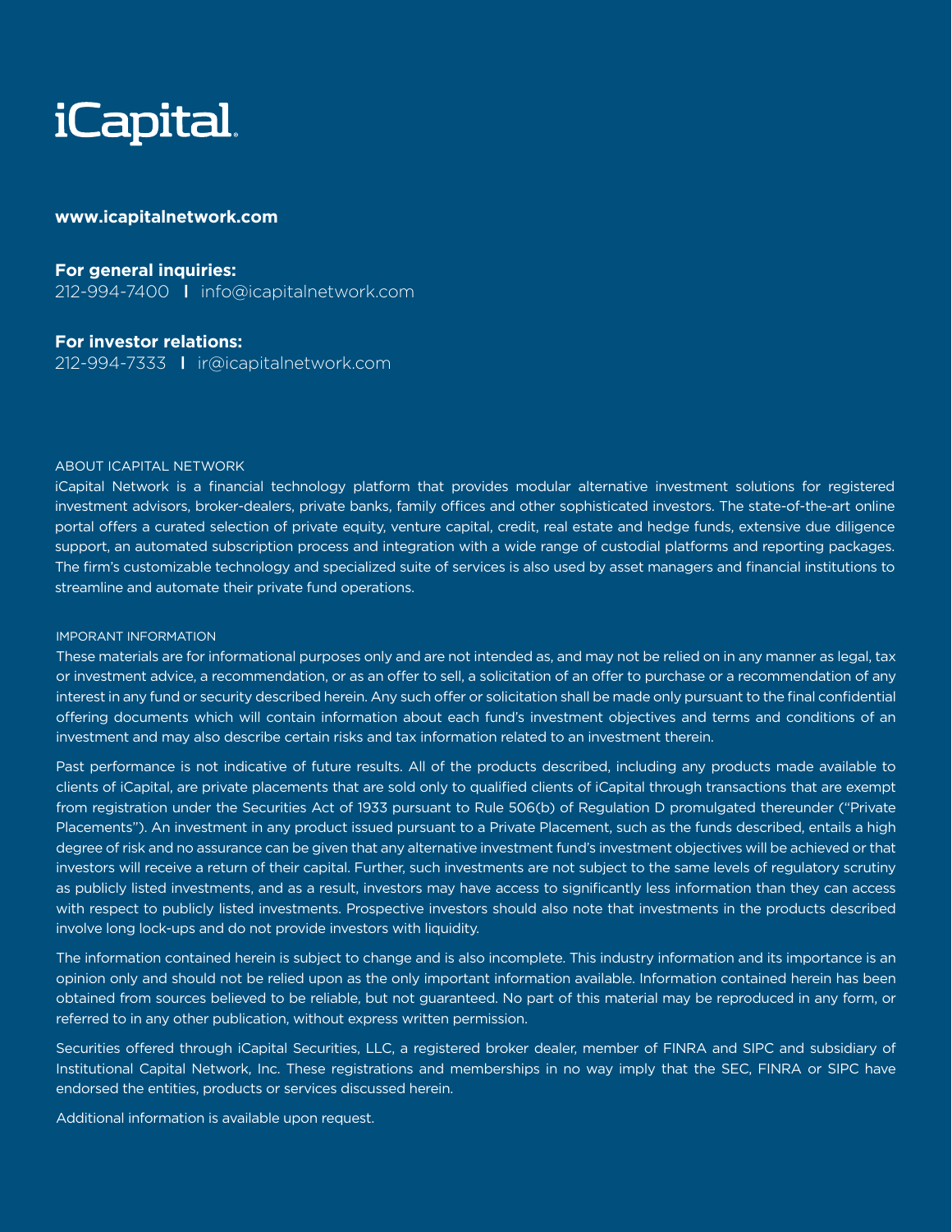# iCapital.

**www.icapitalnetwork.com**

**For general inquiries:**
212-994-7400 | info@icapitalnetwork.com

**For investor relations:**
212-994-7333 | ir@icapitalnetwork.com

ABOUT ICAPITAL NETWORK

iCapital Network is a financial technology platform that provides modular alternative investment solutions for registered investment advisors, broker-dealers, private banks, family offices and other sophisticated investors. The state-of-the-art online portal offers a curated selection of private equity, venture capital, credit, real estate and hedge funds, extensive due diligence support, an automated subscription process and integration with a wide range of custodial platforms and reporting packages. The firm's customizable technology and specialized suite of services is also used by asset managers and financial institutions to streamline and automate their private fund operations.

IMPORANT INFORMATION

These materials are for informational purposes only and are not intended as, and may not be relied on in any manner as legal, tax or investment advice, a recommendation, or as an offer to sell, a solicitation of an offer to purchase or a recommendation of any interest in any fund or security described herein. Any such offer or solicitation shall be made only pursuant to the final confidential offering documents which will contain information about each fund's investment objectives and terms and conditions of an investment and may also describe certain risks and tax information related to an investment therein.

Past performance is not indicative of future results. All of the products described, including any products made available to clients of iCapital, are private placements that are sold only to qualified clients of iCapital through transactions that are exempt from registration under the Securities Act of 1933 pursuant to Rule 506(b) of Regulation D promulgated thereunder ("Private Placements"). An investment in any product issued pursuant to a Private Placement, such as the funds described, entails a high degree of risk and no assurance can be given that any alternative investment fund's investment objectives will be achieved or that investors will receive a return of their capital. Further, such investments are not subject to the same levels of regulatory scrutiny as publicly listed investments, and as a result, investors may have access to significantly less information than they can access with respect to publicly listed investments. Prospective investors should also note that investments in the products described involve long lock-ups and do not provide investors with liquidity.

The information contained herein is subject to change and is also incomplete. This industry information and its importance is an opinion only and should not be relied upon as the only important information available. Information contained herein has been obtained from sources believed to be reliable, but not guaranteed. No part of this material may be reproduced in any form, or referred to in any other publication, without express written permission.

Securities offered through iCapital Securities, LLC, a registered broker dealer, member of FINRA and SIPC and subsidiary of Institutional Capital Network, Inc. These registrations and memberships in no way imply that the SEC, FINRA or SIPC have endorsed the entities, products or services discussed herein.

Additional information is available upon request.